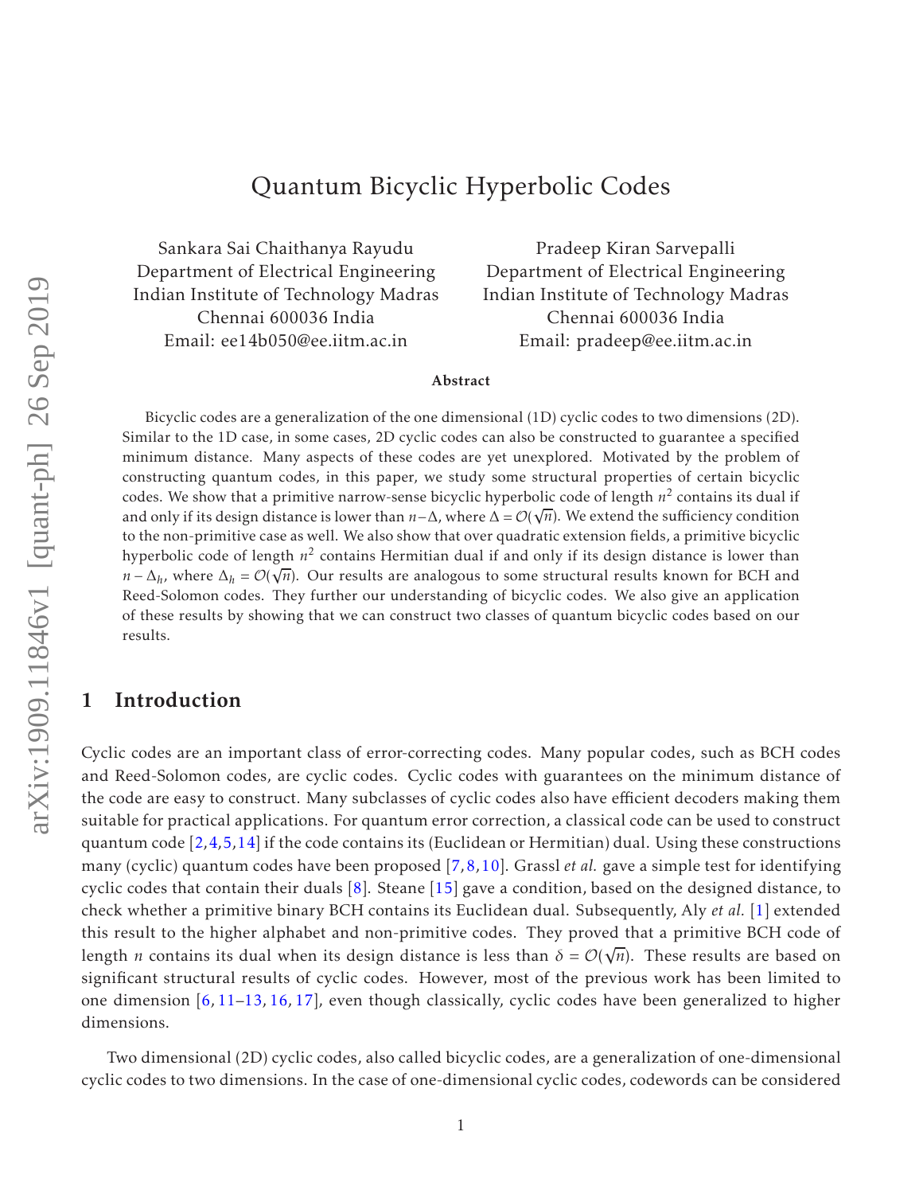# Quantum Bicyclic Hyperbolic Codes

Sankara Sai Chaithanya Rayudu
Department of Electrical Engineering
Indian Institute of Technology Madras
Chennai 600036 India
Email: ee14b050@ee.iitm.ac.in

Pradeep Kiran Sarvepalli
Department of Electrical Engineering
Indian Institute of Technology Madras
Chennai 600036 India
Email: pradeep@ee.iitm.ac.in

**Abstract**

Bicyclic codes are a generalization of the one dimensional (1D) cyclic codes to two dimensions (2D). Similar to the 1D case, in some cases, 2D cyclic codes can also be constructed to guarantee a specified minimum distance. Many aspects of these codes are yet unexplored. Motivated by the problem of constructing quantum codes, in this paper, we study some structural properties of certain bicyclic codes. We show that a primitive narrow-sense bicyclic hyperbolic code of length $n^2$ contains its dual if and only if its design distance is lower than $n-\Delta$, where $\Delta = \mathcal{O}(\sqrt{n})$. We extend the sufficiency condition to the non-primitive case as well. We also show that over quadratic extension fields, a primitive bicyclic hyperbolic code of length $n^2$ contains Hermitian dual if and only if its design distance is lower than $n - \Delta_h$, where $\Delta_h = \mathcal{O}(\sqrt{n})$. Our results are analogous to some structural results known for BCH and Reed-Solomon codes. They further our understanding of bicyclic codes. We also give an application of these results by showing that we can construct two classes of quantum bicyclic codes based on our results.

## 1 Introduction

Cyclic codes are an important class of error-correcting codes. Many popular codes, such as BCH codes and Reed-Solomon codes, are cyclic codes. Cyclic codes with guarantees on the minimum distance of the code are easy to construct. Many subclasses of cyclic codes also have efficient decoders making them suitable for practical applications. For quantum error correction, a classical code can be used to construct quantum code [2,4,5,14] if the code contains its (Euclidean or Hermitian) dual. Using these constructions many (cyclic) quantum codes have been proposed [7,8,10]. Grassl *et al.* gave a simple test for identifying cyclic codes that contain their duals [8]. Steane [15] gave a condition, based on the designed distance, to check whether a primitive binary BCH contains its Euclidean dual. Subsequently, Aly *et al.* [1] extended this result to the higher alphabet and non-primitive codes. They proved that a primitive BCH code of length $n$ contains its dual when its design distance is less than $\delta = \mathcal{O}(\sqrt{n})$. These results are based on significant structural results of cyclic codes. However, most of the previous work has been limited to one dimension [6, 11–13, 16, 17], even though classically, cyclic codes have been generalized to higher dimensions.

Two dimensional (2D) cyclic codes, also called bicyclic codes, are a generalization of one-dimensional cyclic codes to two dimensions. In the case of one-dimensional cyclic codes, codewords can be considered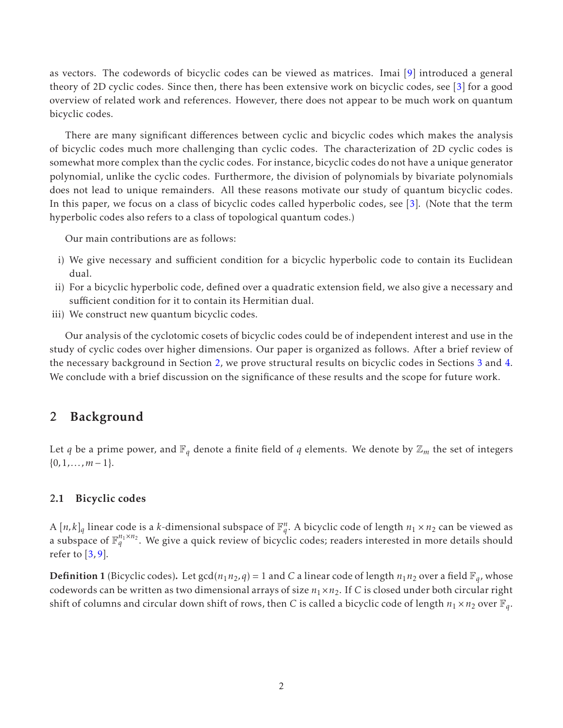as vectors. The codewords of bicyclic codes can be viewed as matrices. Imai [9] introduced a general theory of 2D cyclic codes. Since then, there has been extensive work on bicyclic codes, see [3] for a good overview of related work and references. However, there does not appear to be much work on quantum bicyclic codes.

There are many significant differences between cyclic and bicyclic codes which makes the analysis of bicyclic codes much more challenging than cyclic codes. The characterization of 2D cyclic codes is somewhat more complex than the cyclic codes. For instance, bicyclic codes do not have a unique generator polynomial, unlike the cyclic codes. Furthermore, the division of polynomials by bivariate polynomials does not lead to unique remainders. All these reasons motivate our study of quantum bicyclic codes. In this paper, we focus on a class of bicyclic codes called hyperbolic codes, see [3]. (Note that the term hyperbolic codes also refers to a class of topological quantum codes.)

Our main contributions are as follows:

i) We give necessary and sufficient condition for a bicyclic hyperbolic code to contain its Euclidean dual.
ii) For a bicyclic hyperbolic code, defined over a quadratic extension field, we also give a necessary and sufficient condition for it to contain its Hermitian dual.
iii) We construct new quantum bicyclic codes.

Our analysis of the cyclotomic cosets of bicyclic codes could be of independent interest and use in the study of cyclic codes over higher dimensions. Our paper is organized as follows. After a brief review of the necessary background in Section 2, we prove structural results on bicyclic codes in Sections 3 and 4. We conclude with a brief discussion on the significance of these results and the scope for future work.

## 2 Background

Let $q$ be a prime power, and $\mathbb{F}_q$ denote a finite field of $q$ elements. We denote by $\mathbb{Z}_m$ the set of integers $\{0, 1, \ldots, m-1\}$.

### 2.1 Bicyclic codes

A $[n,k]_q$ linear code is a $k$-dimensional subspace of $\mathbb{F}_q^n$. A bicyclic code of length $n_1 \times n_2$ can be viewed as a subspace of $\mathbb{F}_q^{n_1 \times n_2}$. We give a quick review of bicyclic codes; readers interested in more details should refer to [3, 9].

**Definition 1** (Bicyclic codes)**.** Let $\gcd(n_1 n_2, q) = 1$ and $C$ a linear code of length $n_1 n_2$ over a field $\mathbb{F}_q$, whose codewords can be written as two dimensional arrays of size $n_1 \times n_2$. If $C$ is closed under both circular right shift of columns and circular down shift of rows, then $C$ is called a bicyclic code of length $n_1 \times n_2$ over $\mathbb{F}_q$.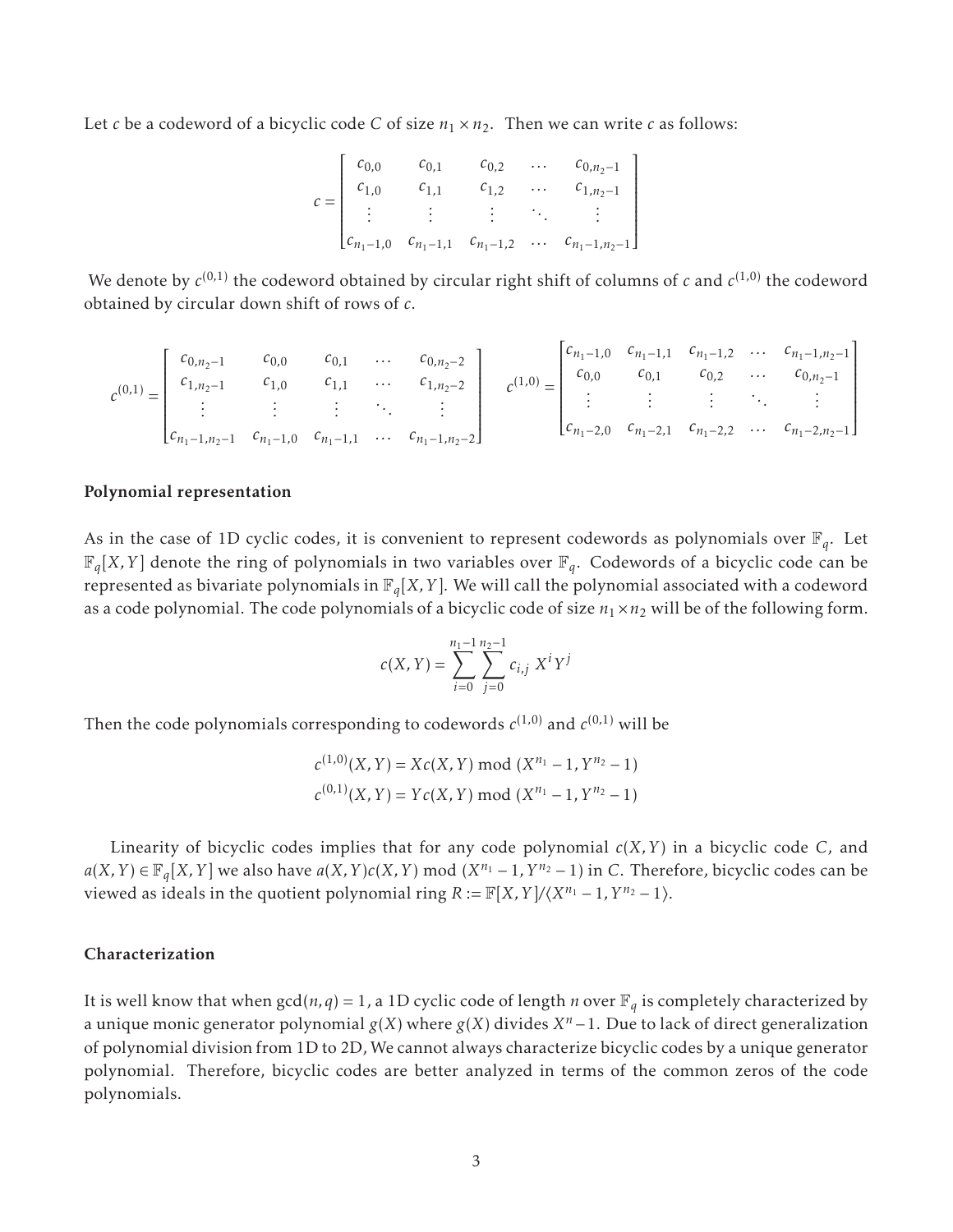Let $c$ be a codeword of a bicyclic code $C$ of size $n_1 \times n_2$. Then we can write $c$ as follows:

$$c = \begin{bmatrix} c_{0,0} & c_{0,1} & c_{0,2} & \cdots & c_{0,n_2-1} \\ c_{1,0} & c_{1,1} & c_{1,2} & \cdots & c_{1,n_2-1} \\ \vdots & \vdots & \vdots & \ddots & \vdots \\ c_{n_1-1,0} & c_{n_1-1,1} & c_{n_1-1,2} & \cdots & c_{n_1-1,n_2-1} \end{bmatrix}$$

We denote by $c^{(0,1)}$ the codeword obtained by circular right shift of columns of $c$ and $c^{(1,0)}$ the codeword obtained by circular down shift of rows of $c$.

$$c^{(0,1)} = \begin{bmatrix} c_{0,n_2-1} & c_{0,0} & c_{0,1} & \cdots & c_{0,n_2-2} \\ c_{1,n_2-1} & c_{1,0} & c_{1,1} & \cdots & c_{1,n_2-2} \\ \vdots & \vdots & \vdots & \ddots & \vdots \\ c_{n_1-1,n_2-1} & c_{n_1-1,0} & c_{n_1-1,1} & \cdots & c_{n_1-1,n_2-2} \end{bmatrix} \quad c^{(1,0)} = \begin{bmatrix} c_{n_1-1,0} & c_{n_1-1,1} & c_{n_1-1,2} & \cdots & c_{n_1-1,n_2-1} \\ c_{0,0} & c_{0,1} & c_{0,2} & \cdots & c_{0,n_2-1} \\ \vdots & \vdots & \vdots & \ddots & \vdots \\ c_{n_1-2,0} & c_{n_1-2,1} & c_{n_1-2,2} & \cdots & c_{n_1-2,n_2-1} \end{bmatrix}$$

**Polynomial representation**

As in the case of 1D cyclic codes, it is convenient to represent codewords as polynomials over $\mathbb{F}_q$. Let $\mathbb{F}_q[X,Y]$ denote the ring of polynomials in two variables over $\mathbb{F}_q$. Codewords of a bicyclic code can be represented as bivariate polynomials in $\mathbb{F}_q[X,Y]$. We will call the polynomial associated with a codeword as a code polynomial. The code polynomials of a bicyclic code of size $n_1 \times n_2$ will be of the following form.

$$c(X,Y) = \sum_{i=0}^{n_1-1} \sum_{j=0}^{n_2-1} c_{i,j} \; X^i Y^j$$

Then the code polynomials corresponding to codewords $c^{(1,0)}$ and $c^{(0,1)}$ will be

$$c^{(1,0)}(X,Y) = Xc(X,Y) \bmod (X^{n_1}-1, Y^{n_2}-1)$$
$$c^{(0,1)}(X,Y) = Yc(X,Y) \bmod (X^{n_1}-1, Y^{n_2}-1)$$

Linearity of bicyclic codes implies that for any code polynomial $c(X,Y)$ in a bicyclic code $C$, and $a(X,Y) \in \mathbb{F}_q[X,Y]$ we also have $a(X,Y)c(X,Y) \bmod (X^{n_1}-1, Y^{n_2}-1)$ in $C$. Therefore, bicyclic codes can be viewed as ideals in the quotient polynomial ring $R := \mathbb{F}[X,Y]/\langle X^{n_1}-1, Y^{n_2}-1\rangle$.

**Characterization**

It is well know that when $\gcd(n,q) = 1$, a 1D cyclic code of length $n$ over $\mathbb{F}_q$ is completely characterized by a unique monic generator polynomial $g(X)$ where $g(X)$ divides $X^n - 1$. Due to lack of direct generalization of polynomial division from 1D to 2D, We cannot always characterize bicyclic codes by a unique generator polynomial. Therefore, bicyclic codes are better analyzed in terms of the common zeros of the code polynomials.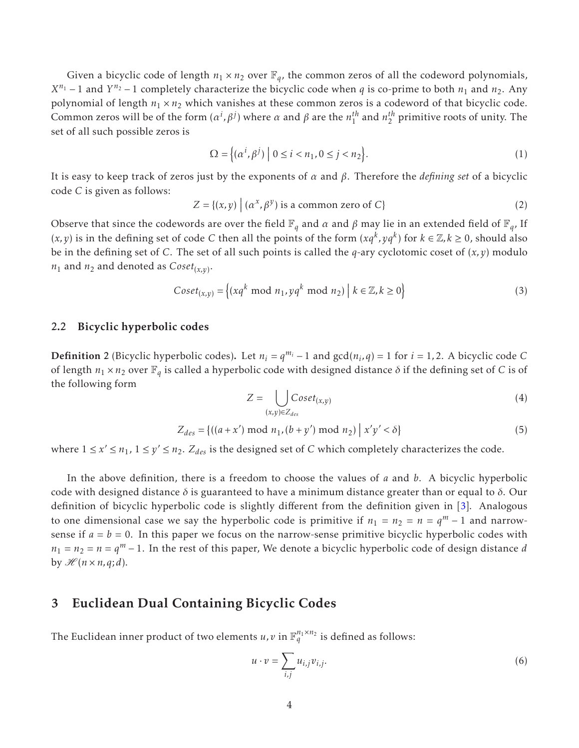Given a bicyclic code of length $n_1 \times n_2$ over $\mathbb{F}_q$, the common zeros of all the codeword polynomials, $X^{n_1} - 1$ and $Y^{n_2} - 1$ completely characterize the bicyclic code when $q$ is co-prime to both $n_1$ and $n_2$. Any polynomial of length $n_1 \times n_2$ which vanishes at these common zeros is a codeword of that bicyclic code. Common zeros will be of the form $(\alpha^i, \beta^j)$ where $\alpha$ and $\beta$ are the $n_1^{th}$ and $n_2^{th}$ primitive roots of unity. The set of all such possible zeros is

$$\Omega = \left\{(\alpha^i, \beta^j) \;\middle|\; 0 \leq i < n_1, 0 \leq j < n_2\right\}. \tag{1}$$

It is easy to keep track of zeros just by the exponents of $\alpha$ and $\beta$. Therefore the *defining set* of a bicyclic code $C$ is given as follows:

$$Z = \{(x, y) \mid (\alpha^x, \beta^y) \text{ is a common zero of } C\} \tag{2}$$

Observe that since the codewords are over the field $\mathbb{F}_q$ and $\alpha$ and $\beta$ may lie in an extended field of $\mathbb{F}_q$, If $(x, y)$ is in the defining set of code $C$ then all the points of the form $(xq^k, yq^k)$ for $k \in \mathbb{Z}, k \geq 0$, should also be in the defining set of $C$. The set of all such points is called the $q$-ary cyclotomic coset of $(x, y)$ modulo $n_1$ and $n_2$ and denoted as $Coset_{(x,y)}$.

$$Coset_{(x,y)} = \left\{(xq^k \bmod n_1, yq^k \bmod n_2) \;\middle|\; k \in \mathbb{Z}, k \geq 0\right\} \tag{3}$$

### 2.2 Bicyclic hyperbolic codes

**Definition 2** (Bicyclic hyperbolic codes)**.** Let $n_i = q^{m_i} - 1$ and $\gcd(n_i, q) = 1$ for $i = 1, 2$. A bicyclic code $C$ of length $n_1 \times n_2$ over $\mathbb{F}_q$ is called a hyperbolic code with designed distance $\delta$ if the defining set of $C$ is of the following form

$$Z = \bigcup_{(x,y)\in Z_{des}} Coset_{(x,y)} \tag{4}$$

$$Z_{des} = \{((a + x') \bmod n_1, (b + y') \bmod n_2) \mid x'y' < \delta\} \tag{5}$$

where $1 \leq x' \leq n_1$, $1 \leq y' \leq n_2$. $Z_{des}$ is the designed set of $C$ which completely characterizes the code.

In the above definition, there is a freedom to choose the values of $a$ and $b$. A bicyclic hyperbolic code with designed distance $\delta$ is guaranteed to have a minimum distance greater than or equal to $\delta$. Our definition of bicyclic hyperbolic code is slightly different from the definition given in [3]. Analogous to one dimensional case we say the hyperbolic code is primitive if $n_1 = n_2 = n = q^m - 1$ and narrow-sense if $a = b = 0$. In this paper we focus on the narrow-sense primitive bicyclic hyperbolic codes with $n_1 = n_2 = n = q^m - 1$. In the rest of this paper, We denote a bicyclic hyperbolic code of design distance $d$ by $\mathscr{H}(n \times n, q; d)$.

## 3 Euclidean Dual Containing Bicyclic Codes

The Euclidean inner product of two elements $u, v$ in $\mathbb{F}_q^{n_1 \times n_2}$ is defined as follows:

$$u \cdot v = \sum_{i,j} u_{i,j} v_{i,j}. \tag{6}$$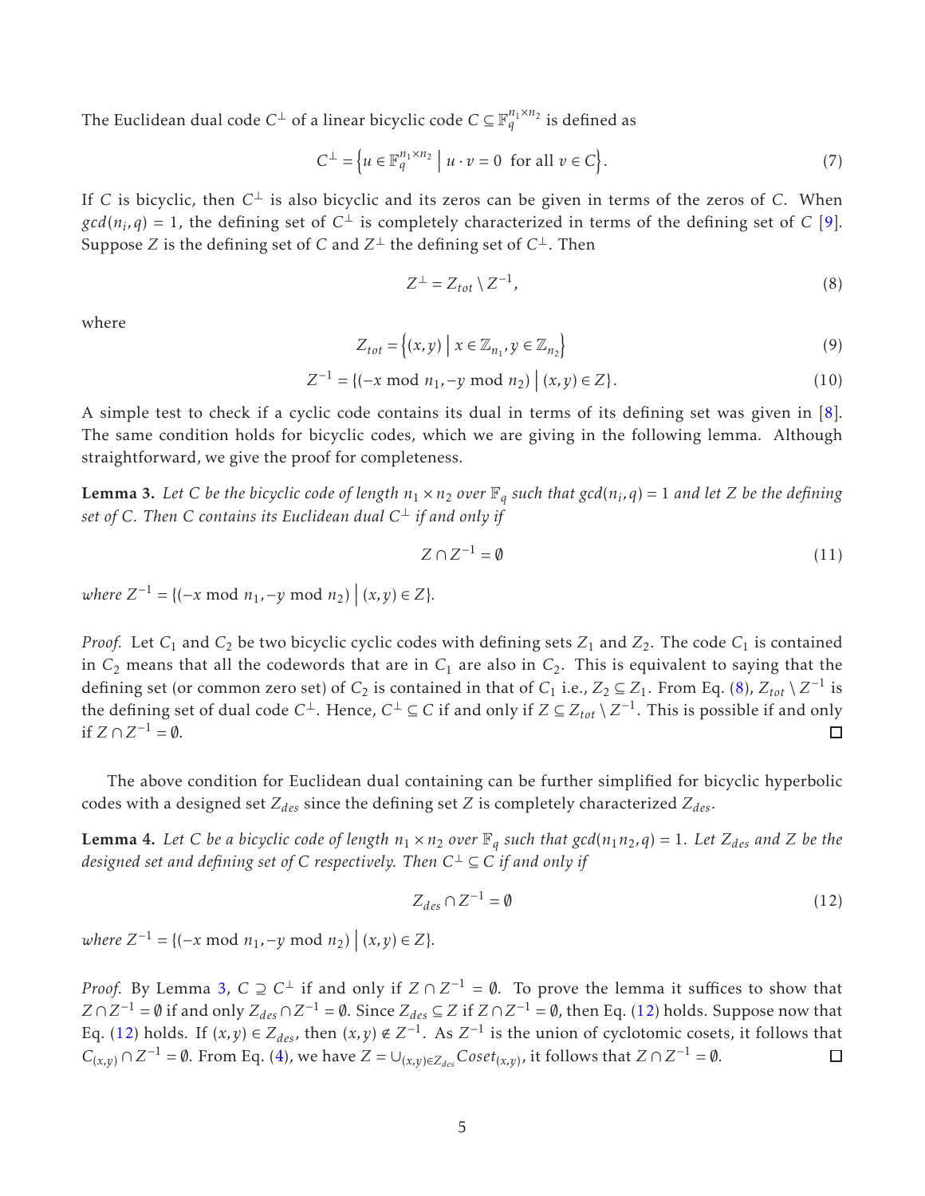The Euclidean dual code $C^{\perp}$ of a linear bicyclic code $C \subseteq \mathbb{F}_q^{n_1 \times n_2}$ is defined as

$$C^{\perp} = \left\{ u \in \mathbb{F}_q^{n_1 \times n_2} \;\middle|\; u \cdot v = 0 \text{ for all } v \in C \right\}. \tag{7}$$

If $C$ is bicyclic, then $C^{\perp}$ is also bicyclic and its zeros can be given in terms of the zeros of $C$. When $gcd(n_i, q) = 1$, the defining set of $C^{\perp}$ is completely characterized in terms of the defining set of $C$ [9]. Suppose $Z$ is the defining set of $C$ and $Z^{\perp}$ the defining set of $C^{\perp}$. Then

$$Z^{\perp} = Z_{tot} \setminus Z^{-1}, \tag{8}$$

where

$$Z_{tot} = \left\{ (x, y) \;\middle|\; x \in \mathbb{Z}_{n_1}, y \in \mathbb{Z}_{n_2} \right\} \tag{9}$$

$$Z^{-1} = \{ (-x \bmod n_1, -y \bmod n_2) \mid (x, y) \in Z \}. \tag{10}$$

A simple test to check if a cyclic code contains its dual in terms of its defining set was given in [8]. The same condition holds for bicyclic codes, which we are giving in the following lemma. Although straightforward, we give the proof for completeness.

**Lemma 3.** *Let $C$ be the bicyclic code of length $n_1 \times n_2$ over $\mathbb{F}_q$ such that $gcd(n_i, q) = 1$ and let $Z$ be the defining set of $C$. Then $C$ contains its Euclidean dual $C^{\perp}$ if and only if*

$$Z \cap Z^{-1} = \emptyset \tag{11}$$

*where $Z^{-1} = \{ (-x \bmod n_1, -y \bmod n_2) \mid (x, y) \in Z \}$.*

*Proof.* Let $C_1$ and $C_2$ be two bicyclic cyclic codes with defining sets $Z_1$ and $Z_2$. The code $C_1$ is contained in $C_2$ means that all the codewords that are in $C_1$ are also in $C_2$. This is equivalent to saying that the defining set (or common zero set) of $C_2$ is contained in that of $C_1$ i.e., $Z_2 \subseteq Z_1$. From Eq. (8), $Z_{tot} \setminus Z^{-1}$ is the defining set of dual code $C^{\perp}$. Hence, $C^{\perp} \subseteq C$ if and only if $Z \subseteq Z_{tot} \setminus Z^{-1}$. This is possible if and only if $Z \cap Z^{-1} = \emptyset$. □

The above condition for Euclidean dual containing can be further simplified for bicyclic hyperbolic codes with a designed set $Z_{des}$ since the defining set $Z$ is completely characterized $Z_{des}$.

**Lemma 4.** *Let $C$ be a bicyclic code of length $n_1 \times n_2$ over $\mathbb{F}_q$ such that $gcd(n_1 n_2, q) = 1$. Let $Z_{des}$ and $Z$ be the designed set and defining set of $C$ respectively. Then $C^{\perp} \subseteq C$ if and only if*

$$Z_{des} \cap Z^{-1} = \emptyset \tag{12}$$

*where $Z^{-1} = \{ (-x \bmod n_1, -y \bmod n_2) \mid (x, y) \in Z \}$.*

*Proof.* By Lemma 3, $C \supseteq C^{\perp}$ if and only if $Z \cap Z^{-1} = \emptyset$. To prove the lemma it suffices to show that $Z \cap Z^{-1} = \emptyset$ if and only $Z_{des} \cap Z^{-1} = \emptyset$. Since $Z_{des} \subseteq Z$ if $Z \cap Z^{-1} = \emptyset$, then Eq. (12) holds. Suppose now that Eq. (12) holds. If $(x, y) \in Z_{des}$, then $(x, y) \notin Z^{-1}$. As $Z^{-1}$ is the union of cyclotomic cosets, it follows that $C_{(x,y)} \cap Z^{-1} = \emptyset$. From Eq. (4), we have $Z = \cup_{(x,y) \in Z_{des}} Coset_{(x,y)}$, it follows that $Z \cap Z^{-1} = \emptyset$. □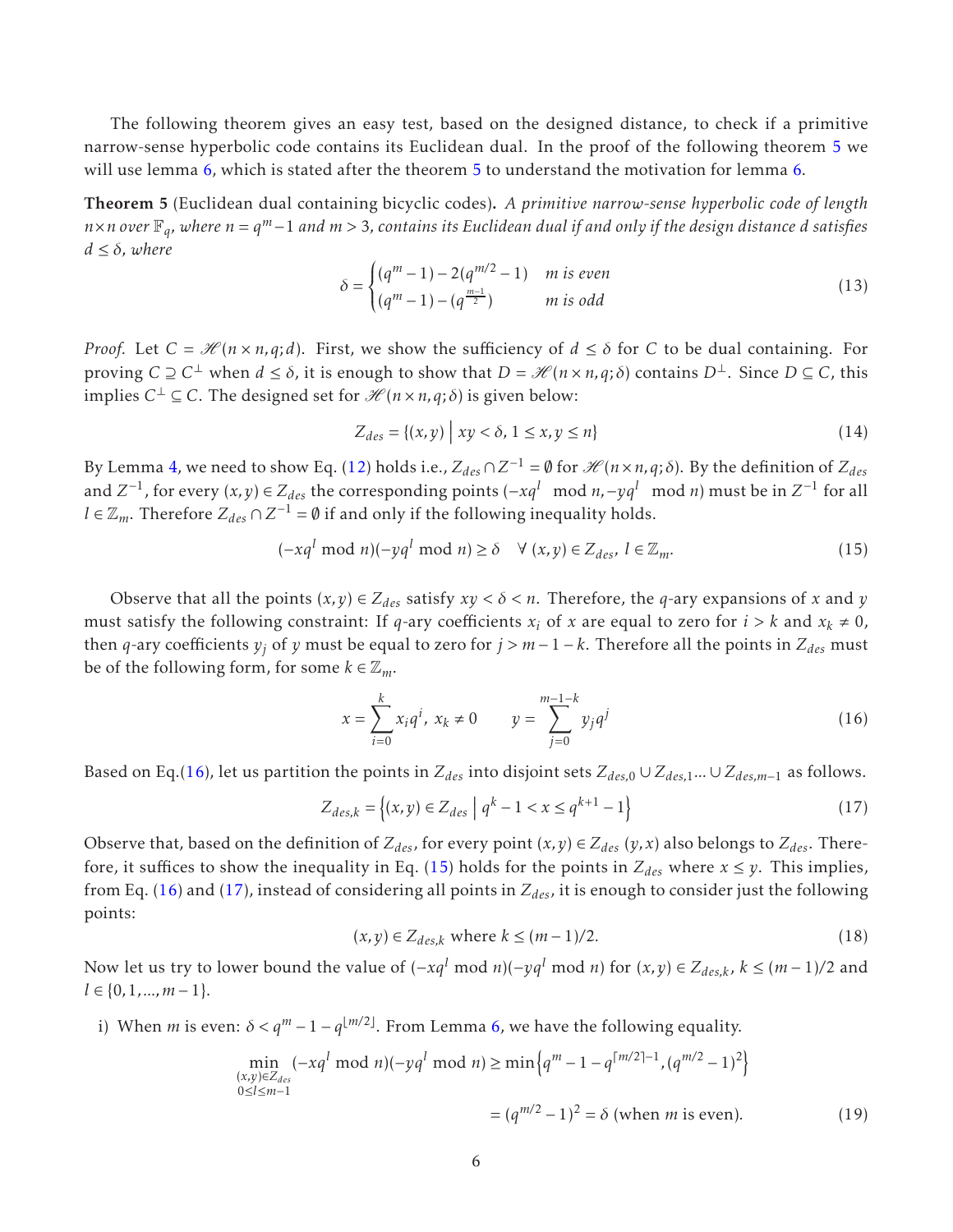The following theorem gives an easy test, based on the designed distance, to check if a primitive narrow-sense hyperbolic code contains its Euclidean dual. In the proof of the following theorem 5 we will use lemma 6, which is stated after the theorem 5 to understand the motivation for lemma 6.

**Theorem 5** (Euclidean dual containing bicyclic codes)**.** *A primitive narrow-sense hyperbolic code of length $n \times n$ over $\mathbb{F}_q$, where $n = q^m - 1$ and $m > 3$, contains its Euclidean dual if and only if the design distance $d$ satisfies $d \leq \delta$, where*

$$\delta = \begin{cases} (q^m - 1) - 2(q^{m/2} - 1) & m \text{ is even} \\ (q^m - 1) - (q^{\frac{m-1}{2}}) & m \text{ is odd} \end{cases} \tag{13}$$

*Proof.* Let $C = \mathscr{H}(n \times n, q; d)$. First, we show the sufficiency of $d \leq \delta$ for $C$ to be dual containing. For proving $C \supseteq C^{\perp}$ when $d \leq \delta$, it is enough to show that $D = \mathscr{H}(n \times n, q; \delta)$ contains $D^{\perp}$. Since $D \subseteq C$, this implies $C^{\perp} \subseteq C$. The designed set for $\mathscr{H}(n \times n, q; \delta)$ is given below:

$$Z_{des} = \{(x, y) \mid xy < \delta, 1 \leq x, y \leq n\} \tag{14}$$

By Lemma 4, we need to show Eq. (12) holds i.e., $Z_{des} \cap Z^{-1} = \emptyset$ for $\mathscr{H}(n \times n, q; \delta)$. By the definition of $Z_{des}$ and $Z^{-1}$, for every $(x, y) \in Z_{des}$ the corresponding points $(-xq^l \mod n, -yq^l \mod n)$ must be in $Z^{-1}$ for all $l \in \mathbb{Z}_m$. Therefore $Z_{des} \cap Z^{-1} = \emptyset$ if and only if the following inequality holds.

$$(-xq^l \bmod n)(-yq^l \bmod n) \geq \delta \quad \forall\ (x, y) \in Z_{des},\ l \in \mathbb{Z}_m. \tag{15}$$

Observe that all the points $(x, y) \in Z_{des}$ satisfy $xy < \delta < n$. Therefore, the $q$-ary expansions of $x$ and $y$ must satisfy the following constraint: If $q$-ary coefficients $x_i$ of $x$ are equal to zero for $i > k$ and $x_k \neq 0$, then $q$-ary coefficients $y_j$ of $y$ must be equal to zero for $j > m - 1 - k$. Therefore all the points in $Z_{des}$ must be of the following form, for some $k \in \mathbb{Z}_m$.

$$x = \sum_{i=0}^{k} x_i q^i,\ x_k \neq 0 \qquad y = \sum_{j=0}^{m-1-k} y_j q^j \tag{16}$$

Based on Eq.(16), let us partition the points in $Z_{des}$ into disjoint sets $Z_{des,0} \cup Z_{des,1} \ldots \cup Z_{des,m-1}$ as follows.

$$Z_{des,k} = \left\{(x, y) \in Z_{des} \;\middle|\; q^k - 1 < x \leq q^{k+1} - 1\right\} \tag{17}$$

Observe that, based on the definition of $Z_{des}$, for every point $(x, y) \in Z_{des}$ $(y, x)$ also belongs to $Z_{des}$. Therefore, it suffices to show the inequality in Eq. (15) holds for the points in $Z_{des}$ where $x \leq y$. This implies, from Eq. (16) and (17), instead of considering all points in $Z_{des}$, it is enough to consider just the following points:

$$(x, y) \in Z_{des,k} \text{ where } k \leq (m-1)/2. \tag{18}$$

Now let us try to lower bound the value of $(-xq^l \bmod n)(-yq^l \bmod n)$ for $(x, y) \in Z_{des,k}$, $k \leq (m-1)/2$ and $l \in \{0, 1, ..., m-1\}$.

i) When $m$ is even: $\delta < q^m - 1 - q^{\lfloor m/2 \rfloor}$. From Lemma 6, we have the following equality.

$$\begin{aligned} \min_{\substack{(x,y) \in Z_{des} \\ 0 \leq l \leq m-1}} (-xq^l \bmod n)(-yq^l \bmod n) &\geq \min\left\{q^m - 1 - q^{\lceil m/2 \rceil - 1}, (q^{m/2} - 1)^2\right\} \\ &= (q^{m/2} - 1)^2 = \delta \text{ (when } m \text{ is even).} \end{aligned} \tag{19}$$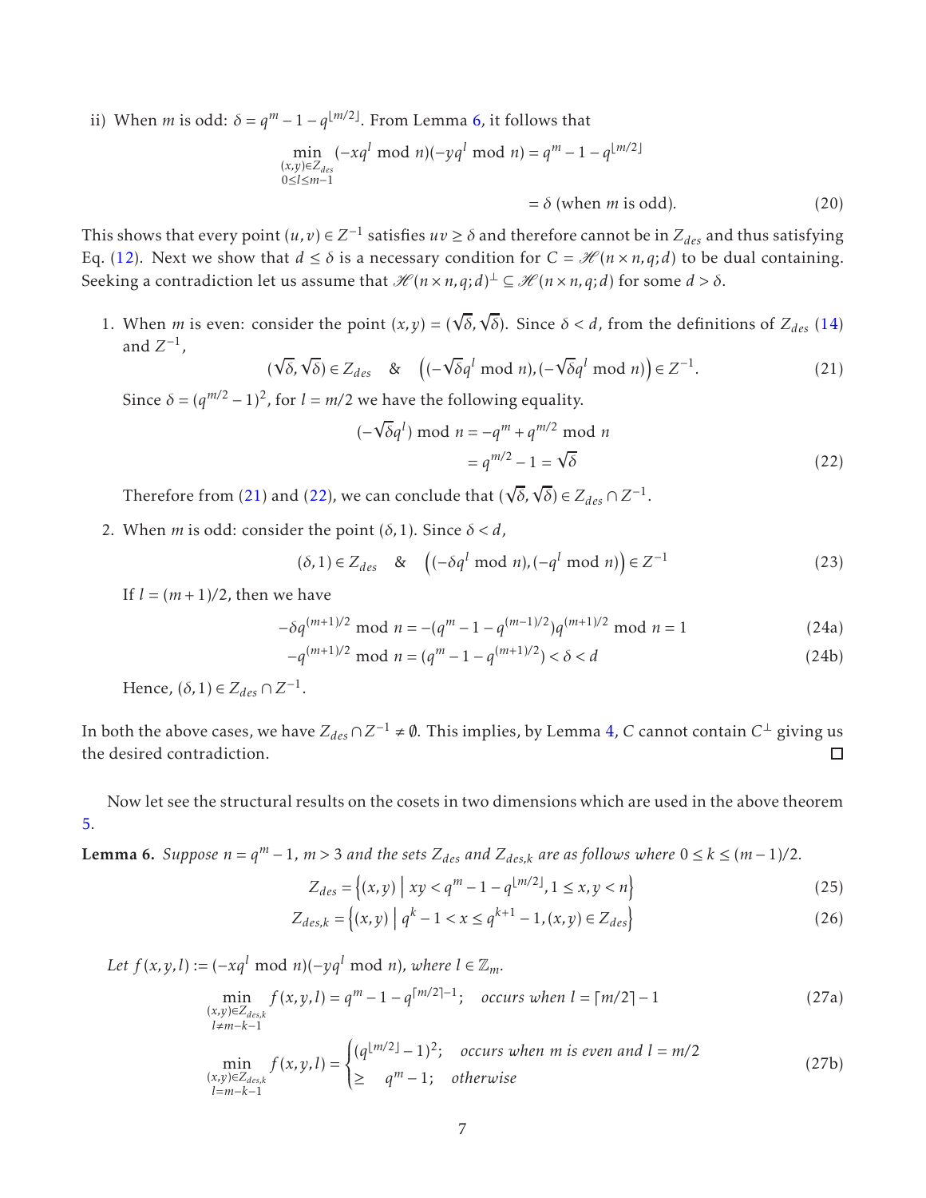ii) When $m$ is odd: $\delta = q^m - 1 - q^{\lfloor m/2 \rfloor}$. From Lemma 6, it follows that

$$
\begin{aligned}
\min_{\substack{(x,y)\in Z_{des}\\ 0\le l\le m-1}} (-xq^l \bmod n)(-yq^l \bmod n) &= q^m - 1 - q^{\lfloor m/2 \rfloor} \\
&= \delta \text{ (when } m \text{ is odd).} \qquad (20)
\end{aligned}
$$

This shows that every point $(u,v) \in Z^{-1}$ satisfies $uv \ge \delta$ and therefore cannot be in $Z_{des}$ and thus satisfying Eq. (12). Next we show that $d \le \delta$ is a necessary condition for $C = \mathscr{H}(n \times n, q; d)$ to be dual containing. Seeking a contradiction let us assume that $\mathscr{H}(n \times n, q; d)^{\perp} \subseteq \mathscr{H}(n \times n, q; d)$ for some $d > \delta$.

1. When $m$ is even: consider the point $(x,y) = (\sqrt{\delta}, \sqrt{\delta})$. Since $\delta < d$, from the definitions of $Z_{des}$ (14) and $Z^{-1}$,

$$
(\sqrt{\delta}, \sqrt{\delta}) \in Z_{des} \quad \& \quad \left((-\sqrt{\delta} q^l \bmod n), (-\sqrt{\delta} q^l \bmod n)\right) \in Z^{-1}. \qquad (21)
$$

Since $\delta = (q^{m/2} - 1)^2$, for $l = m/2$ we have the following equality.

$$
\begin{aligned}
(-\sqrt{\delta} q^l) \bmod n &= -q^m + q^{m/2} \bmod n \\
&= q^{m/2} - 1 = \sqrt{\delta} \qquad (22)
\end{aligned}
$$

Therefore from (21) and (22), we can conclude that $(\sqrt{\delta}, \sqrt{\delta}) \in Z_{des} \cap Z^{-1}$.

2. When $m$ is odd: consider the point $(\delta, 1)$. Since $\delta < d$,

$$
(\delta, 1) \in Z_{des} \quad \& \quad \left((-\delta q^l \bmod n), (-q^l \bmod n)\right) \in Z^{-1} \qquad (23)
$$

If $l = (m+1)/2$, then we have

$$
-\delta q^{(m+1)/2} \bmod n = -(q^m - 1 - q^{(m-1)/2}) q^{(m+1)/2} \bmod n = 1 \qquad (24a)
$$

$$
-q^{(m+1)/2} \bmod n = (q^m - 1 - q^{(m+1)/2}) < \delta < d \qquad (24b)
$$

Hence, $(\delta, 1) \in Z_{des} \cap Z^{-1}$.

In both the above cases, we have $Z_{des} \cap Z^{-1} \neq \emptyset$. This implies, by Lemma 4, $C$ cannot contain $C^{\perp}$ giving us the desired contradiction. □

Now let see the structural results on the cosets in two dimensions which are used in the above theorem 5.

**Lemma 6.** *Suppose $n = q^m - 1$, $m > 3$ and the sets $Z_{des}$ and $Z_{des,k}$ are as follows where $0 \le k \le (m-1)/2$.*

$$
Z_{des} = \left\{(x,y) \;\middle|\; xy < q^m - 1 - q^{\lfloor m/2 \rfloor}, 1 \le x, y < n\right\} \qquad (25)
$$

$$
Z_{des,k} = \left\{(x,y) \;\middle|\; q^k - 1 < x \le q^{k+1} - 1, (x,y) \in Z_{des}\right\} \qquad (26)
$$

*Let $f(x,y,l) := (-xq^l \bmod n)(-yq^l \bmod n)$, where $l \in \mathbb{Z}_m$.*

$$
\min_{\substack{(x,y)\in Z_{des,k}\\ l\ne m-k-1}} f(x,y,l) = q^m - 1 - q^{\lceil m/2 \rceil - 1}; \quad \text{occurs when } l = \lceil m/2 \rceil - 1 \qquad (27a)
$$

$$
\min_{\substack{(x,y)\in Z_{des,k}\\ l= m-k-1}} f(x,y,l) = \begin{cases} (q^{\lfloor m/2 \rfloor} - 1)^2; & \text{occurs when } m \text{ is even and } l = m/2 \\ \ge \quad q^m - 1; & \text{otherwise} \end{cases} \qquad (27b)
$$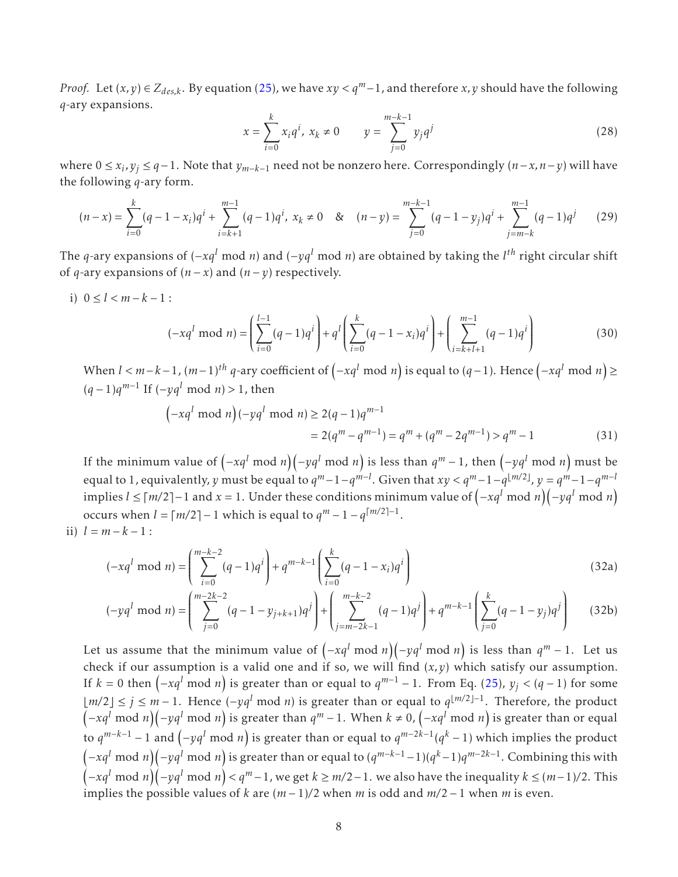*Proof.* Let $(x,y) \in Z_{des,k}$. By equation (25), we have $xy < q^m - 1$, and therefore $x, y$ should have the following $q$-ary expansions.

$$x = \sum_{i=0}^{k} x_i q^i,\ x_k \neq 0 \qquad y = \sum_{j=0}^{m-k-1} y_j q^j \tag{28}$$

where $0 \leq x_i, y_j \leq q-1$. Note that $y_{m-k-1}$ need not be nonzero here. Correspondingly $(n-x, n-y)$ will have the following $q$-ary form.

$$(n-x) = \sum_{i=0}^{k} (q-1-x_i)q^i + \sum_{i=k+1}^{m-1} (q-1)q^i,\ x_k \neq 0 \quad \& \quad (n-y) = \sum_{j=0}^{m-k-1} (q-1-y_j)q^i + \sum_{j=m-k}^{m-1} (q-1)q^j \tag{29}$$

The $q$-ary expansions of $(-xq^l \bmod n)$ and $(-yq^l \bmod n)$ are obtained by taking the $l^{th}$ right circular shift of $q$-ary expansions of $(n-x)$ and $(n-y)$ respectively.

i) $0 \leq l < m-k-1$ :

$$(-xq^l \bmod n) = \left(\sum_{i=0}^{l-1} (q-1)q^i\right) + q^l \left(\sum_{i=0}^{k} (q-1-x_i)q^i\right) + \left(\sum_{i=k+l+1}^{m-1} (q-1)q^i\right) \tag{30}$$

When $l < m-k-1$, $(m-1)^{th}$ $q$-ary coefficient of $\left(-xq^l \bmod n\right)$ is equal to $(q-1)$. Hence $\left(-xq^l \bmod n\right) \geq (q-1)q^{m-1}$ If $(-yq^l \bmod n) > 1$, then

$$\begin{aligned}\left(-xq^l \bmod n\right)(-yq^l \bmod n) &\geq 2(q-1)q^{m-1} \\ &= 2(q^m - q^{m-1}) = q^m + (q^m - 2q^{m-1}) > q^m - 1\end{aligned} \tag{31}$$

If the minimum value of $\left(-xq^l \bmod n\right)\left(-yq^l \bmod n\right)$ is less than $q^m - 1$, then $\left(-yq^l \bmod n\right)$ must be equal to 1, equivalently, $y$ must be equal to $q^m - 1 - q^{m-l}$. Given that $xy < q^m - 1 - q^{\lfloor m/2 \rfloor}$, $y = q^m - 1 - q^{m-l}$ implies $l \leq \lceil m/2 \rceil - 1$ and $x = 1$. Under these conditions minimum value of $\left(-xq^l \bmod n\right)\left(-yq^l \bmod n\right)$ occurs when $l = \lceil m/2 \rceil - 1$ which is equal to $q^m - 1 - q^{\lceil m/2 \rceil - 1}$.

ii) $l = m-k-1$ :

$$(-xq^l \bmod n) = \left(\sum_{i=0}^{m-k-2} (q-1)q^i\right) + q^{m-k-1}\left(\sum_{i=0}^{k} (q-1-x_i)q^i\right) \tag{32a}$$

$$(-yq^l \bmod n) = \left(\sum_{j=0}^{m-2k-2} (q-1-y_{j+k+1})q^j\right) + \left(\sum_{j=m-2k-1}^{m-k-2} (q-1)q^j\right) + q^{m-k-1}\left(\sum_{j=0}^{k} (q-1-y_j)q^j\right) \tag{32b}$$

Let us assume that the minimum value of $\left(-xq^l \bmod n\right)\left(-yq^l \bmod n\right)$ is less than $q^m - 1$. Let us check if our assumption is a valid one and if so, we will find $(x,y)$ which satisfy our assumption. If $k = 0$ then $\left(-xq^l \bmod n\right)$ is greater than or equal to $q^{m-1} - 1$. From Eq. (25), $y_j < (q-1)$ for some $\lfloor m/2 \rfloor \leq j \leq m-1$. Hence $(-yq^l \bmod n)$ is greater than or equal to $q^{\lfloor m/2 \rfloor - 1}$. Therefore, the product $\left(-xq^l \bmod n\right)\left(-yq^l \bmod n\right)$ is greater than $q^m - 1$. When $k \neq 0$, $\left(-xq^l \bmod n\right)$ is greater than or equal to $q^{m-k-1} - 1$ and $\left(-yq^l \bmod n\right)$ is greater than or equal to $q^{m-2k-1}(q^k - 1)$ which implies the product $\left(-xq^l \bmod n\right)\left(-yq^l \bmod n\right)$ is greater than or equal to $(q^{m-k-1} - 1)(q^k - 1)q^{m-2k-1}$. Combining this with $\left(-xq^l \bmod n\right)\left(-yq^l \bmod n\right) < q^m - 1$, we get $k \geq m/2 - 1$. we also have the inequality $k \leq (m-1)/2$. This implies the possible values of $k$ are $(m-1)/2$ when $m$ is odd and $m/2 - 1$ when $m$ is even.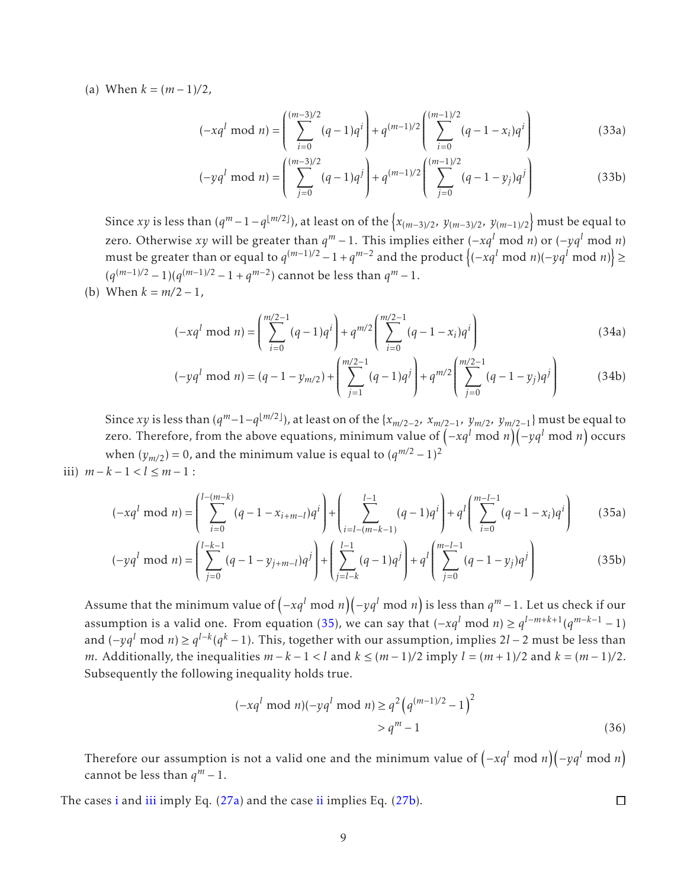(a) When $k = (m-1)/2$,

$$(-xq^l \bmod n) = \left(\sum_{i=0}^{(m-3)/2} (q-1)q^i\right) + q^{(m-1)/2}\left(\sum_{i=0}^{(m-1)/2} (q-1-x_i)q^i\right) \tag{33a}$$

$$(-yq^l \bmod n) = \left(\sum_{j=0}^{(m-3)/2} (q-1)q^j\right) + q^{(m-1)/2}\left(\sum_{j=0}^{(m-1)/2} (q-1-y_j)q^j\right) \tag{33b}$$

Since $xy$ is less than $(q^m - 1 - q^{\lfloor m/2 \rfloor})$, at least on of the $\left\{x_{(m-3)/2},\ y_{(m-3)/2},\ y_{(m-1)/2}\right\}$ must be equal to zero. Otherwise $xy$ will be greater than $q^m - 1$. This implies either $(-xq^l \bmod n)$ or $(-yq^l \bmod n)$ must be greater than or equal to $q^{(m-1)/2} - 1 + q^{m-2}$ and the product $\left\{(-xq^l \bmod n)(-yq^l \bmod n)\right\} \geq (q^{(m-1)/2} - 1)(q^{(m-1)/2} - 1 + q^{m-2})$ cannot be less than $q^m - 1$.

(b) When $k = m/2 - 1$,

$$(-xq^l \bmod n) = \left(\sum_{i=0}^{m/2-1} (q-1)q^i\right) + q^{m/2}\left(\sum_{i=0}^{m/2-1} (q-1-x_i)q^i\right) \tag{34a}$$

$$(-yq^l \bmod n) = (q-1-y_{m/2}) + \left(\sum_{j=1}^{m/2-1} (q-1)q^j\right) + q^{m/2}\left(\sum_{j=0}^{m/2-1} (q-1-y_j)q^j\right) \tag{34b}$$

Since $xy$ is less than $(q^m - 1 - q^{\lfloor m/2 \rfloor})$, at least on of the $\{x_{m/2-2},\ x_{m/2-1},\ y_{m/2},\ y_{m/2-1}\}$ must be equal to zero. Therefore, from the above equations, minimum value of $\left(-xq^l \bmod n\right)\left(-yq^l \bmod n\right)$ occurs when $(y_{m/2}) = 0$, and the minimum value is equal to $(q^{m/2} - 1)^2$

iii) $m - k - 1 < l \leq m - 1$ :

$$(-xq^l \bmod n) = \left(\sum_{i=0}^{l-(m-k)} (q-1-x_{i+m-l})q^i\right) + \left(\sum_{i=l-(m-k-1)}^{l-1} (q-1)q^i\right) + q^l\left(\sum_{i=0}^{m-l-1} (q-1-x_i)q^i\right) \tag{35a}$$

$$(-yq^l \bmod n) = \left(\sum_{j=0}^{l-k-1} (q-1-y_{j+m-l})q^j\right) + \left(\sum_{j=l-k}^{l-1} (q-1)q^j\right) + q^l\left(\sum_{j=0}^{m-l-1} (q-1-y_j)q^j\right) \tag{35b}$$

Assume that the minimum value of $\left(-xq^l \bmod n\right)\left(-yq^l \bmod n\right)$ is less than $q^m - 1$. Let us check if our assumption is a valid one. From equation (35), we can say that $(-xq^l \bmod n) \geq q^{l-m+k+1}(q^{m-k-1} - 1)$ and $(-yq^l \bmod n) \geq q^{l-k}(q^k - 1)$. This, together with our assumption, implies $2l - 2$ must be less than $m$. Additionally, the inequalities $m - k - 1 < l$ and $k \leq (m-1)/2$ imply $l = (m+1)/2$ and $k = (m-1)/2$. Subsequently the following inequality holds true.

$$\begin{aligned}(-xq^l \bmod n)(-yq^l \bmod n) &\geq q^2\left(q^{(m-1)/2} - 1\right)^2 \\ &> q^m - 1\end{aligned} \tag{36}$$

Therefore our assumption is not a valid one and the minimum value of $\left(-xq^l \bmod n\right)\left(-yq^l \bmod n\right)$ cannot be less than $q^m - 1$.

The cases i and iii imply Eq. (27a) and the case ii implies Eq. (27b). □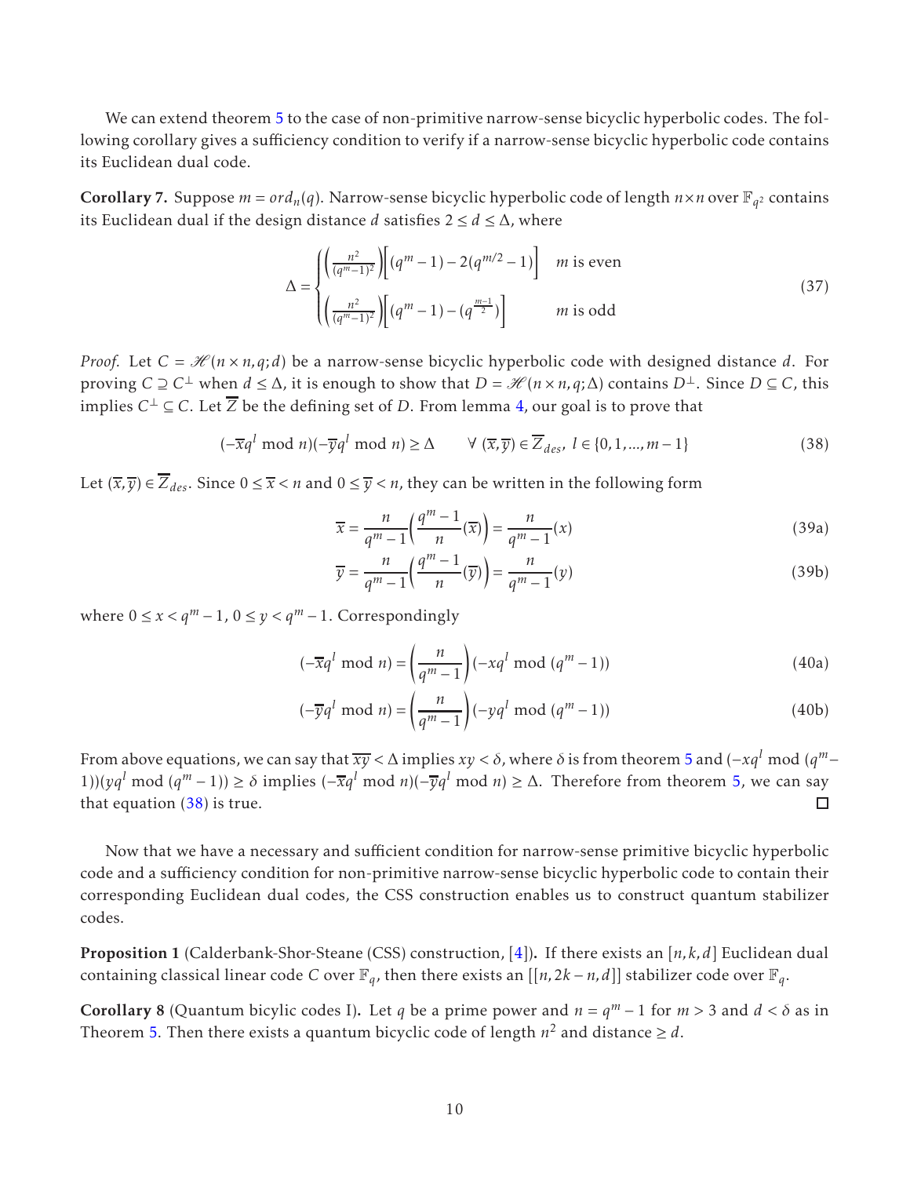We can extend theorem 5 to the case of non-primitive narrow-sense bicyclic hyperbolic codes. The following corollary gives a sufficiency condition to verify if a narrow-sense bicyclic hyperbolic code contains its Euclidean dual code.

**Corollary 7.** Suppose $m = ord_n(q)$. Narrow-sense bicyclic hyperbolic code of length $n \times n$ over $\mathbb{F}_{q^2}$ contains its Euclidean dual if the design distance $d$ satisfies $2 \le d \le \Delta$, where

$$\Delta = \begin{cases} \left(\frac{n^2}{(q^m-1)^2}\right)\left[(q^m-1) - 2(q^{m/2}-1)\right] & m \text{ is even} \\ \left(\frac{n^2}{(q^m-1)^2}\right)\left[(q^m-1) - (q^{\frac{m-1}{2}})\right] & m \text{ is odd} \end{cases} \tag{37}$$

*Proof.* Let $C = \mathscr{H}(n \times n, q; d)$ be a narrow-sense bicyclic hyperbolic code with designed distance $d$. For proving $C \supseteq C^{\perp}$ when $d \le \Delta$, it is enough to show that $D = \mathscr{H}(n \times n, q; \Delta)$ contains $D^{\perp}$. Since $D \subseteq C$, this implies $C^{\perp} \subseteq C$. Let $\overline{Z}$ be the defining set of $D$. From lemma 4, our goal is to prove that

$$(-\overline{x}q^l \bmod n)(-\overline{y}q^l \bmod n) \ge \Delta \qquad \forall\ (\overline{x}, \overline{y}) \in \overline{Z}_{des},\ l \in \{0, 1, \ldots, m-1\} \tag{38}$$

Let $(\overline{x}, \overline{y}) \in \overline{Z}_{des}$. Since $0 \le \overline{x} < n$ and $0 \le \overline{y} < n$, they can be written in the following form

$$\overline{x} = \frac{n}{q^m-1}\left(\frac{q^m-1}{n}(\overline{x})\right) = \frac{n}{q^m-1}(x) \tag{39a}$$

$$\overline{y} = \frac{n}{q^m-1}\left(\frac{q^m-1}{n}(\overline{y})\right) = \frac{n}{q^m-1}(y) \tag{39b}$$

where $0 \le x < q^m - 1$, $0 \le y < q^m - 1$. Correspondingly

$$(-\overline{x}q^l \bmod n) = \left(\frac{n}{q^m-1}\right)(-xq^l \bmod (q^m-1)) \tag{40a}$$

$$(-\overline{y}q^l \bmod n) = \left(\frac{n}{q^m-1}\right)(-yq^l \bmod (q^m-1)) \tag{40b}$$

From above equations, we can say that $\overline{xy} < \Delta$ implies $xy < \delta$, where $\delta$ is from theorem 5 and $(-xq^l \bmod (q^m - 1))(yq^l \bmod (q^m-1)) \ge \delta$ implies $(-\overline{x}q^l \bmod n)(-\overline{y}q^l \bmod n) \ge \Delta$. Therefore from theorem 5, we can say that equation (38) is true. ◻

Now that we have a necessary and sufficient condition for narrow-sense primitive bicyclic hyperbolic code and a sufficiency condition for non-primitive narrow-sense bicyclic hyperbolic code to contain their corresponding Euclidean dual codes, the CSS construction enables us to construct quantum stabilizer codes.

**Proposition 1** (Calderbank-Shor-Steane (CSS) construction, [4])**.** If there exists an $[n, k, d]$ Euclidean dual containing classical linear code $C$ over $\mathbb{F}_q$, then there exists an $[[n, 2k-n, d]]$ stabilizer code over $\mathbb{F}_q$.

**Corollary 8** (Quantum bicylic codes I)**.** Let $q$ be a prime power and $n = q^m - 1$ for $m > 3$ and $d < \delta$ as in Theorem 5. Then there exists a quantum bicyclic code of length $n^2$ and distance $\ge d$.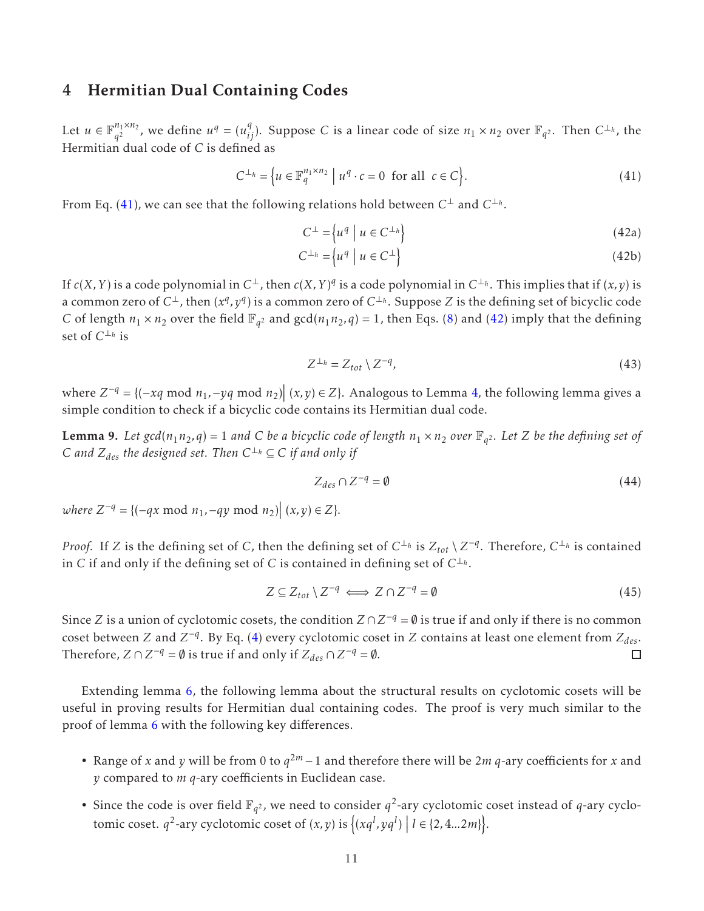## 4 Hermitian Dual Containing Codes

Let $u \in \mathbb{F}_{q^2}^{n_1 \times n_2}$, we define $u^q = (u_{ij}^q)$. Suppose $C$ is a linear code of size $n_1 \times n_2$ over $\mathbb{F}_{q^2}$. Then $C^{\perp_h}$, the Hermitian dual code of $C$ is defined as

$$C^{\perp_h} = \left\{ u \in \mathbb{F}_q^{n_1 \times n_2} \;\middle|\; u^q \cdot c = 0 \;\text{ for all }\; c \in C \right\}. \tag{41}$$

From Eq. (41), we can see that the following relations hold between $C^{\perp}$ and $C^{\perp_h}$.

$$C^{\perp} = \left\{ u^q \;\middle|\; u \in C^{\perp_h} \right\} \tag{42a}$$

$$C^{\perp_h} = \left\{ u^q \;\middle|\; u \in C^{\perp} \right\} \tag{42b}$$

If $c(X,Y)$ is a code polynomial in $C^{\perp}$, then $c(X,Y)^q$ is a code polynomial in $C^{\perp_h}$. This implies that if $(x,y)$ is a common zero of $C^{\perp}$, then $(x^q, y^q)$ is a common zero of $C^{\perp_h}$. Suppose $Z$ is the defining set of bicyclic code $C$ of length $n_1 \times n_2$ over the field $\mathbb{F}_{q^2}$ and $\gcd(n_1 n_2, q) = 1$, then Eqs. (8) and (42) imply that the defining set of $C^{\perp_h}$ is

$$Z^{\perp_h} = Z_{tot} \setminus Z^{-q}, \tag{43}$$

where $Z^{-q} = \{(-xq \bmod n_1, -yq \bmod n_2) \big| \, (x,y) \in Z\}$. Analogous to Lemma 4, the following lemma gives a simple condition to check if a bicyclic code contains its Hermitian dual code.

**Lemma 9.** *Let $\gcd(n_1 n_2, q) = 1$ and $C$ be a bicyclic code of length $n_1 \times n_2$ over $\mathbb{F}_{q^2}$. Let $Z$ be the defining set of $C$ and $Z_{des}$ the designed set. Then $C^{\perp_h} \subseteq C$ if and only if*

$$Z_{des} \cap Z^{-q} = \emptyset \tag{44}$$

*where $Z^{-q} = \{(-qx \bmod n_1, -qy \bmod n_2) \big| \, (x,y) \in Z\}$.*

*Proof.* If $Z$ is the defining set of $C$, then the defining set of $C^{\perp_h}$ is $Z_{tot} \setminus Z^{-q}$. Therefore, $C^{\perp_h}$ is contained in $C$ if and only if the defining set of $C$ is contained in defining set of $C^{\perp_h}$.

$$Z \subseteq Z_{tot} \setminus Z^{-q} \iff Z \cap Z^{-q} = \emptyset \tag{45}$$

Since $Z$ is a union of cyclotomic cosets, the condition $Z \cap Z^{-q} = \emptyset$ is true if and only if there is no common coset between $Z$ and $Z^{-q}$. By Eq. (4) every cyclotomic coset in $Z$ contains at least one element from $Z_{des}$. Therefore, $Z \cap Z^{-q} = \emptyset$ is true if and only if $Z_{des} \cap Z^{-q} = \emptyset$. ☐

Extending lemma 6, the following lemma about the structural results on cyclotomic cosets will be useful in proving results for Hermitian dual containing codes. The proof is very much similar to the proof of lemma 6 with the following key differences.

- Range of $x$ and $y$ will be from 0 to $q^{2m} - 1$ and therefore there will be $2m$ $q$-ary coefficients for $x$ and $y$ compared to $m$ $q$-ary coefficients in Euclidean case.
- Since the code is over field $\mathbb{F}_{q^2}$, we need to consider $q^2$-ary cyclotomic coset instead of $q$-ary cyclotomic coset. $q^2$-ary cyclotomic coset of $(x,y)$ is $\left\{ (xq^l, yq^l) \;\middle|\; l \in \{2, 4 \ldots 2m\} \right\}$.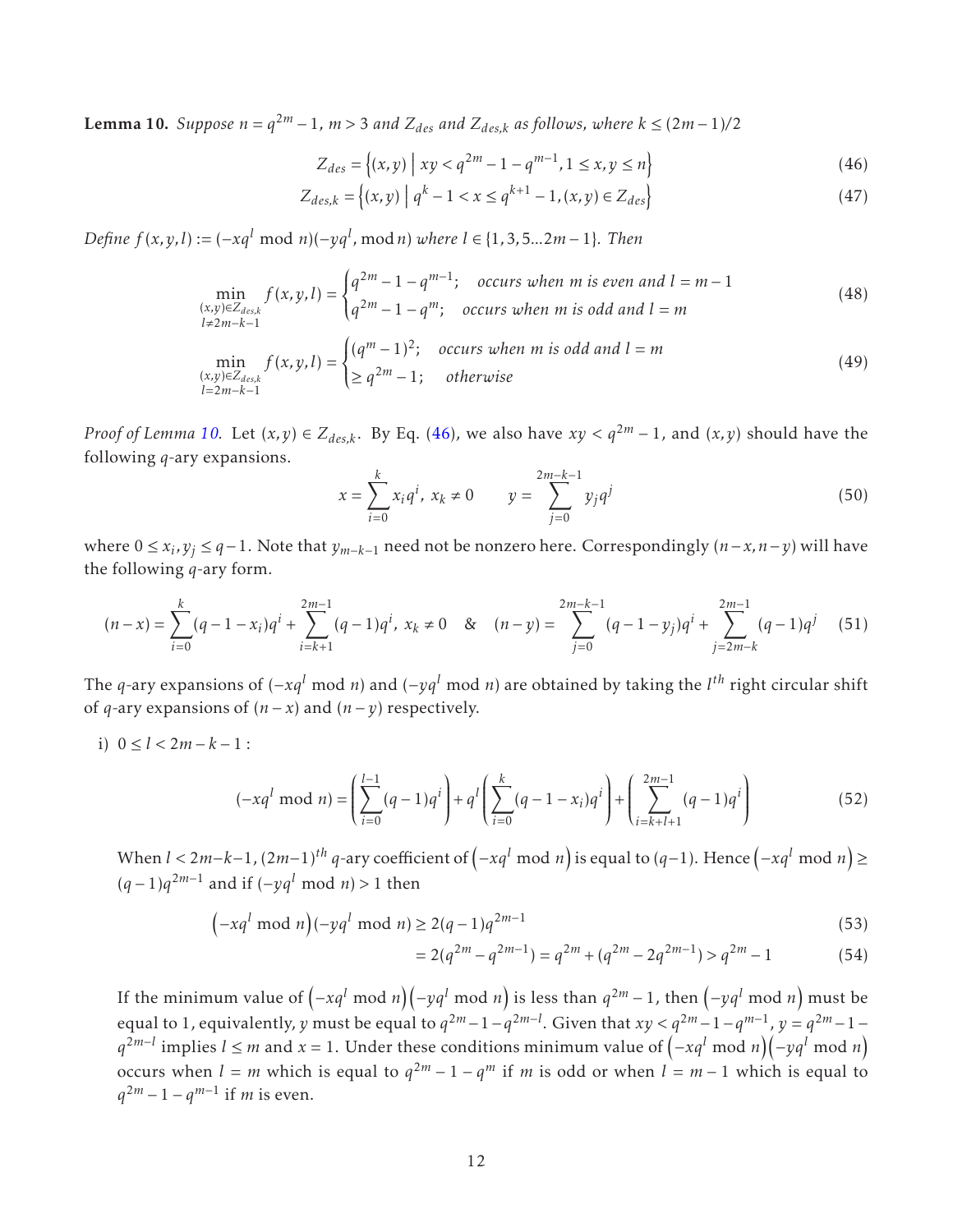**Lemma 10.** *Suppose $n = q^{2m} - 1$, $m > 3$ and $Z_{des}$ and $Z_{des,k}$ as follows, where $k \le (2m-1)/2$*

$$Z_{des} = \left\{(x,y) \;\middle|\; xy < q^{2m} - 1 - q^{m-1}, 1 \le x, y \le n\right\} \tag{46}$$

$$Z_{des,k} = \left\{(x,y) \;\middle|\; q^k - 1 < x \le q^{k+1} - 1, (x,y) \in Z_{des}\right\} \tag{47}$$

*Define $f(x,y,l) := (-xq^l \bmod n)(-yq^l, \bmod n)$ where $l \in \{1,3,5...2m-1\}$. Then*

$$\min_{\substack{(x,y)\in Z_{des,k}\\ l\neq 2m-k-1}} f(x,y,l) = \begin{cases} q^{2m} - 1 - q^{m-1}; & \text{occurs when } m \text{ is even and } l = m-1 \\ q^{2m} - 1 - q^m; & \text{occurs when } m \text{ is odd and } l = m \end{cases} \tag{48}$$

$$\min_{\substack{(x,y)\in Z_{des,k}\\ l= 2m-k-1}} f(x,y,l) = \begin{cases} (q^m - 1)^2; & \text{occurs when } m \text{ is odd and } l = m \\ \ge q^{2m} - 1; & \text{otherwise} \end{cases} \tag{49}$$

*Proof of Lemma 10.* Let $(x,y) \in Z_{des,k}$. By Eq. (46), we also have $xy < q^{2m} - 1$, and $(x,y)$ should have the following $q$-ary expansions.

$$x = \sum_{i=0}^{k} x_i q^i,\; x_k \neq 0 \qquad y = \sum_{j=0}^{2m-k-1} y_j q^j \tag{50}$$

where $0 \le x_i, y_j \le q-1$. Note that $y_{m-k-1}$ need not be nonzero here. Correspondingly $(n-x, n-y)$ will have the following $q$-ary form.

$$(n-x) = \sum_{i=0}^{k}(q-1-x_i)q^i + \sum_{i=k+1}^{2m-1}(q-1)q^i,\; x_k \neq 0 \quad \& \quad (n-y) = \sum_{j=0}^{2m-k-1}(q-1-y_j)q^i + \sum_{j=2m-k}^{2m-1}(q-1)q^j \tag{51}$$

The $q$-ary expansions of $(-xq^l \bmod n)$ and $(-yq^l \bmod n)$ are obtained by taking the $l^{th}$ right circular shift of $q$-ary expansions of $(n-x)$ and $(n-y)$ respectively.

i) $0 \le l < 2m-k-1$ :

$$(-xq^l \bmod n) = \left(\sum_{i=0}^{l-1}(q-1)q^i\right) + q^l\left(\sum_{i=0}^{k}(q-1-x_i)q^i\right) + \left(\sum_{i=k+l+1}^{2m-1}(q-1)q^i\right) \tag{52}$$

When $l < 2m-k-1$, $(2m-1)^{th}$ $q$-ary coefficient of $\left(-xq^l \bmod n\right)$ is equal to $(q-1)$. Hence $\left(-xq^l \bmod n\right) \ge (q-1)q^{2m-1}$ and if $(-yq^l \bmod n) > 1$ then

$$\left(-xq^l \bmod n\right)(-yq^l \bmod n) \ge 2(q-1)q^{2m-1} \tag{53}$$

$$= 2(q^{2m} - q^{2m-1}) = q^{2m} + (q^{2m} - 2q^{2m-1}) > q^{2m} - 1 \tag{54}$$

If the minimum value of $\left(-xq^l \bmod n\right)\left(-yq^l \bmod n\right)$ is less than $q^{2m}-1$, then $\left(-yq^l \bmod n\right)$ must be equal to 1, equivalently, $y$ must be equal to $q^{2m}-1-q^{2m-l}$. Given that $xy < q^{2m}-1-q^{m-1}$, $y = q^{2m}-1-q^{2m-l}$ implies $l \le m$ and $x = 1$. Under these conditions minimum value of $\left(-xq^l \bmod n\right)\left(-yq^l \bmod n\right)$ occurs when $l = m$ which is equal to $q^{2m}-1-q^m$ if $m$ is odd or when $l = m-1$ which is equal to $q^{2m}-1-q^{m-1}$ if $m$ is even.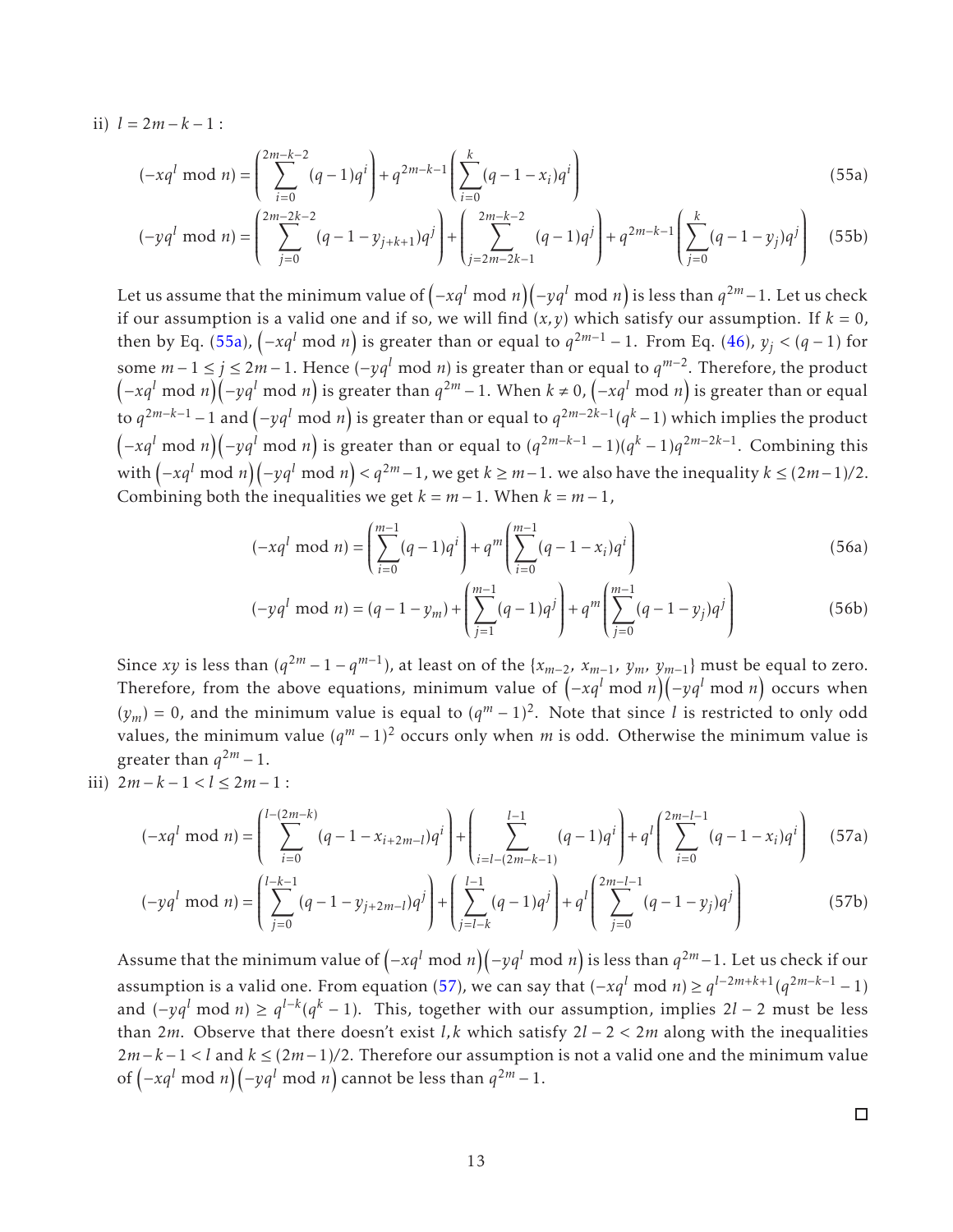ii) $l = 2m-k-1$ :

$$(-xq^l \bmod n) = \left(\sum_{i=0}^{2m-k-2}(q-1)q^i\right) + q^{2m-k-1}\left(\sum_{i=0}^{k}(q-1-x_i)q^i\right) \tag{55a}$$

$$(-yq^l \bmod n) = \left(\sum_{j=0}^{2m-2k-2}(q-1-y_{j+k+1})q^j\right) + \left(\sum_{j=2m-2k-1}^{2m-k-2}(q-1)q^j\right) + q^{2m-k-1}\left(\sum_{j=0}^{k}(q-1-y_j)q^j\right) \tag{55b}$$

Let us assume that the minimum value of $\left(-xq^l \bmod n\right)\left(-yq^l \bmod n\right)$ is less than $q^{2m}-1$. Let us check if our assumption is a valid one and if so, we will find $(x,y)$ which satisfy our assumption. If $k=0$, then by Eq. (55a), $\left(-xq^l \bmod n\right)$ is greater than or equal to $q^{2m-1}-1$. From Eq. (46), $y_j < (q-1)$ for some $m-1 \le j \le 2m-1$. Hence $(-yq^l \bmod n)$ is greater than or equal to $q^{m-2}$. Therefore, the product $\left(-xq^l \bmod n\right)\left(-yq^l \bmod n\right)$ is greater than $q^{2m}-1$. When $k \neq 0$, $\left(-xq^l \bmod n\right)$ is greater than or equal to $q^{2m-k-1}-1$ and $\left(-yq^l \bmod n\right)$ is greater than or equal to $q^{2m-2k-1}(q^k-1)$ which implies the product $\left(-xq^l \bmod n\right)\left(-yq^l \bmod n\right)$ is greater than or equal to $(q^{2m-k-1}-1)(q^k-1)q^{2m-2k-1}$. Combining this with $\left(-xq^l \bmod n\right)\left(-yq^l \bmod n\right) < q^{2m}-1$, we get $k \ge m-1$. we also have the inequality $k \le (2m-1)/2$. Combining both the inequalities we get $k = m-1$. When $k = m-1$,

$$(-xq^l \bmod n) = \left(\sum_{i=0}^{m-1}(q-1)q^i\right) + q^m\left(\sum_{i=0}^{m-1}(q-1-x_i)q^i\right) \tag{56a}$$

$$(-yq^l \bmod n) = (q-1-y_m) + \left(\sum_{j=1}^{m-1}(q-1)q^j\right) + q^m\left(\sum_{j=0}^{m-1}(q-1-y_j)q^j\right) \tag{56b}$$

Since $xy$ is less than $(q^{2m}-1-q^{m-1})$, at least on of the $\{x_{m-2},\, x_{m-1},\, y_m,\, y_{m-1}\}$ must be equal to zero. Therefore, from the above equations, minimum value of $\left(-xq^l \bmod n\right)\left(-yq^l \bmod n\right)$ occurs when $(y_m) = 0$, and the minimum value is equal to $(q^m-1)^2$. Note that since $l$ is restricted to only odd values, the minimum value $(q^m-1)^2$ occurs only when $m$ is odd. Otherwise the minimum value is greater than $q^{2m}-1$.

iii) $2m-k-1 < l \le 2m-1$ :

$$(-xq^l \bmod n) = \left(\sum_{i=0}^{l-(2m-k)}(q-1-x_{i+2m-l})q^i\right) + \left(\sum_{i=l-(2m-k-1)}^{l-1}(q-1)q^i\right) + q^l\left(\sum_{i=0}^{2m-l-1}(q-1-x_i)q^i\right) \tag{57a}$$

$$(-yq^l \bmod n) = \left(\sum_{j=0}^{l-k-1}(q-1-y_{j+2m-l})q^j\right) + \left(\sum_{j=l-k}^{l-1}(q-1)q^j\right) + q^l\left(\sum_{j=0}^{2m-l-1}(q-1-y_j)q^j\right) \tag{57b}$$

Assume that the minimum value of $\left(-xq^l \bmod n\right)\left(-yq^l \bmod n\right)$ is less than $q^{2m}-1$. Let us check if our assumption is a valid one. From equation (57), we can say that $(-xq^l \bmod n) \ge q^{l-2m+k+1}(q^{2m-k-1}-1)$ and $(-yq^l \bmod n) \ge q^{l-k}(q^k-1)$. This, together with our assumption, implies $2l-2$ must be less than $2m$. Observe that there doesn't exist $l,k$ which satisfy $2l-2 < 2m$ along with the inequalities $2m-k-1 < l$ and $k \le (2m-1)/2$. Therefore our assumption is not a valid one and the minimum value of $\left(-xq^l \bmod n\right)\left(-yq^l \bmod n\right)$ cannot be less than $q^{2m}-1$.

□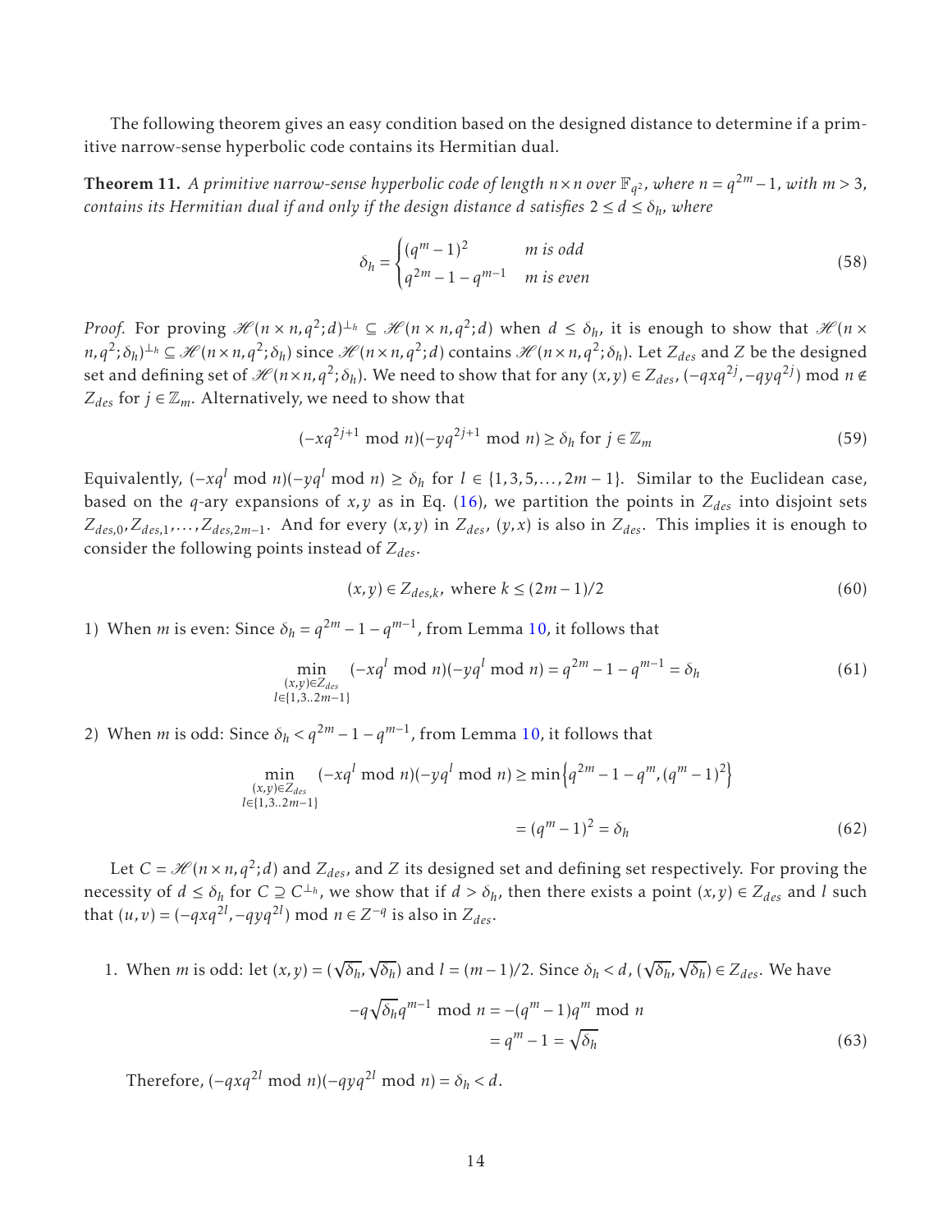The following theorem gives an easy condition based on the designed distance to determine if a primitive narrow-sense hyperbolic code contains its Hermitian dual.

**Theorem 11.** *A primitive narrow-sense hyperbolic code of length $n \times n$ over $\mathbb{F}_{q^2}$, where $n = q^{2m} - 1$, with $m > 3$, contains its Hermitian dual if and only if the design distance $d$ satisfies $2 \le d \le \delta_h$, where*

$$\delta_h = \begin{cases} (q^m - 1)^2 & m \text{ is odd} \\ q^{2m} - 1 - q^{m-1} & m \text{ is even} \end{cases} \tag{58}$$

*Proof.* For proving $\mathscr{H}(n \times n, q^2; d)^{\perp_h} \subseteq \mathscr{H}(n \times n, q^2; d)$ when $d \le \delta_h$, it is enough to show that $\mathscr{H}(n \times n, q^2; \delta_h)^{\perp_h} \subseteq \mathscr{H}(n \times n, q^2; \delta_h)$ since $\mathscr{H}(n \times n, q^2; d)$ contains $\mathscr{H}(n \times n, q^2; \delta_h)$. Let $Z_{des}$ and $Z$ be the designed set and defining set of $\mathscr{H}(n \times n, q^2; \delta_h)$. We need to show that for any $(x, y) \in Z_{des}$, $(-qxq^{2j}, -qyq^{2j}) \bmod n \notin Z_{des}$ for $j \in \mathbb{Z}_m$. Alternatively, we need to show that

$$(-xq^{2j+1} \bmod n)(-yq^{2j+1} \bmod n) \ge \delta_h \text{ for } j \in \mathbb{Z}_m \tag{59}$$

Equivalently, $(-xq^l \bmod n)(-yq^l \bmod n) \ge \delta_h$ for $l \in \{1, 3, 5, \ldots, 2m-1\}$. Similar to the Euclidean case, based on the $q$-ary expansions of $x, y$ as in Eq. (16), we partition the points in $Z_{des}$ into disjoint sets $Z_{des,0}, Z_{des,1}, \ldots, Z_{des,2m-1}$. And for every $(x, y)$ in $Z_{des}$, $(y, x)$ is also in $Z_{des}$. This implies it is enough to consider the following points instead of $Z_{des}$.

$$(x, y) \in Z_{des,k}, \text{ where } k \le (2m-1)/2 \tag{60}$$

1) When $m$ is even: Since $\delta_h = q^{2m} - 1 - q^{m-1}$, from Lemma 10, it follows that

$$\min_{\substack{(x,y) \in Z_{des} \\ l \in \{1,3..2m-1\}}} (-xq^l \bmod n)(-yq^l \bmod n) = q^{2m} - 1 - q^{m-1} = \delta_h \tag{61}$$

2) When $m$ is odd: Since $\delta_h < q^{2m} - 1 - q^{m-1}$, from Lemma 10, it follows that

$$\begin{aligned} \min_{\substack{(x,y) \in Z_{des} \\ l \in \{1,3..2m-1\}}} (-xq^l \bmod n)(-yq^l \bmod n) &\ge \min\left\{q^{2m} - 1 - q^m, (q^m - 1)^2\right\} \\ &= (q^m - 1)^2 = \delta_h \end{aligned} \tag{62}$$

Let $C = \mathscr{H}(n \times n, q^2; d)$ and $Z_{des}$, and $Z$ its designed set and defining set respectively. For proving the necessity of $d \le \delta_h$ for $C \supseteq C^{\perp_h}$, we show that if $d > \delta_h$, then there exists a point $(x, y) \in Z_{des}$ and $l$ such that $(u, v) = (-qxq^{2l}, -qyq^{2l}) \bmod n \in Z^{-q}$ is also in $Z_{des}$.

1. When $m$ is odd: let $(x, y) = (\sqrt{\delta_h}, \sqrt{\delta_h})$ and $l = (m-1)/2$. Since $\delta_h < d$, $(\sqrt{\delta_h}, \sqrt{\delta_h}) \in Z_{des}$. We have

$$\begin{aligned} -q\sqrt{\delta_h}q^{m-1} \bmod n &= -(q^m - 1)q^m \bmod n \\ &= q^m - 1 = \sqrt{\delta_h} \end{aligned} \tag{63}$$

Therefore, $(-qxq^{2l} \bmod n)(-qyq^{2l} \bmod n) = \delta_h < d$.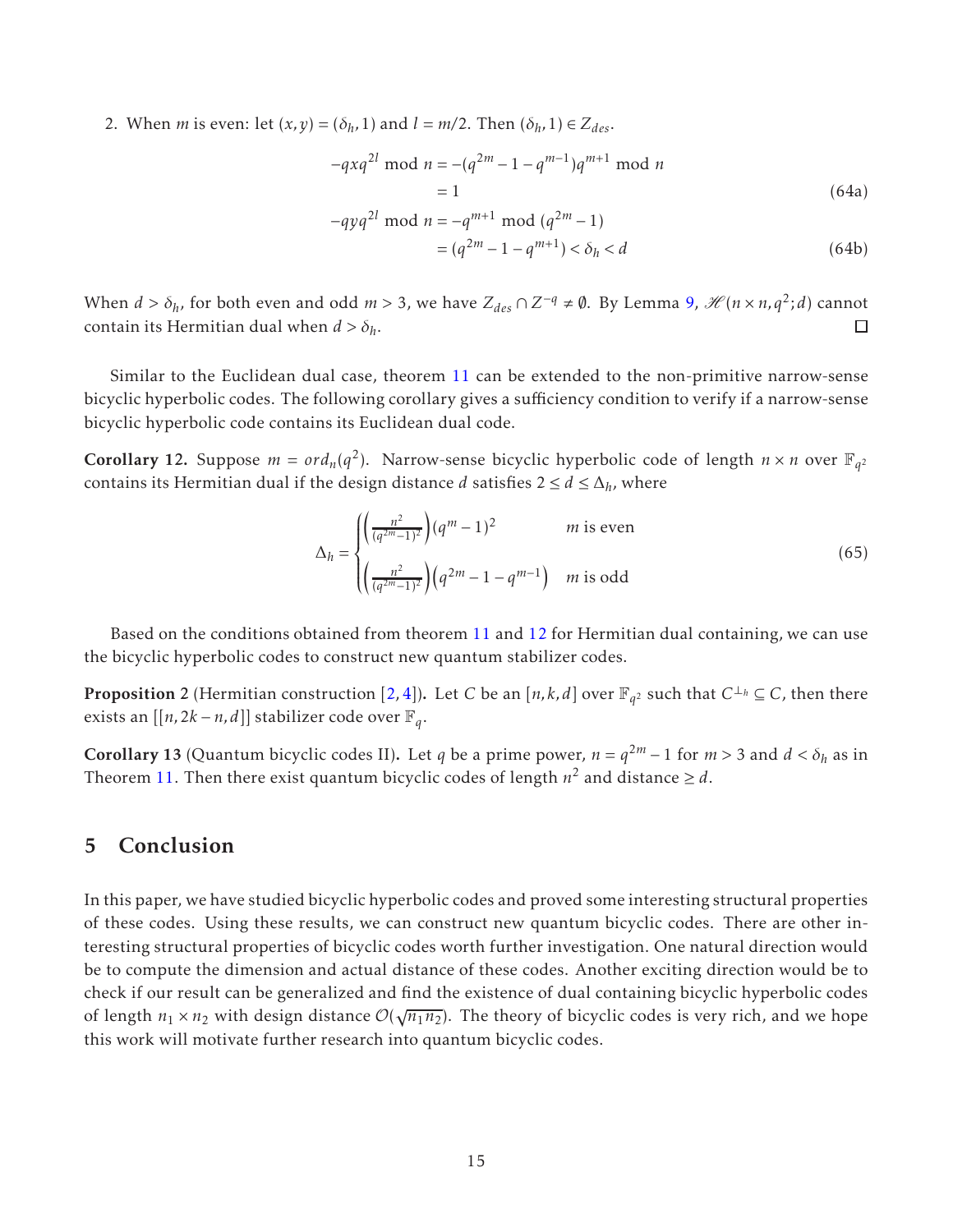2. When $m$ is even: let $(x,y) = (\delta_h, 1)$ and $l = m/2$. Then $(\delta_h, 1) \in Z_{des}$.

$$
\begin{aligned}
-qxq^{2l} \bmod n &= -(q^{2m} - 1 - q^{m-1})q^{m+1} \bmod n \\
&= 1 && \text{(64a)} \\
-qyq^{2l} \bmod n &= -q^{m+1} \bmod (q^{2m} - 1) \\
&= (q^{2m} - 1 - q^{m+1}) < \delta_h < d && \text{(64b)}
\end{aligned}
$$

When $d > \delta_h$, for both even and odd $m > 3$, we have $Z_{des} \cap Z^{-q} \neq \emptyset$. By Lemma 9, $\mathscr{H}(n \times n, q^2; d)$ cannot contain its Hermitian dual when $d > \delta_h$. $\square$

Similar to the Euclidean dual case, theorem 11 can be extended to the non-primitive narrow-sense bicyclic hyperbolic codes. The following corollary gives a sufficiency condition to verify if a narrow-sense bicyclic hyperbolic code contains its Euclidean dual code.

**Corollary 12.** Suppose $m = ord_n(q^2)$. Narrow-sense bicyclic hyperbolic code of length $n \times n$ over $\mathbb{F}_{q^2}$ contains its Hermitian dual if the design distance $d$ satisfies $2 \leq d \leq \Delta_h$, where

$$
\Delta_h = \begin{cases} \left(\frac{n^2}{(q^{2m}-1)^2}\right)(q^m - 1)^2 & m \text{ is even} \\ \left(\frac{n^2}{(q^{2m}-1)^2}\right)\left(q^{2m} - 1 - q^{m-1}\right) & m \text{ is odd} \end{cases} \tag{65}
$$

Based on the conditions obtained from theorem 11 and 12 for Hermitian dual containing, we can use the bicyclic hyperbolic codes to construct new quantum stabilizer codes.

**Proposition 2** (Hermitian construction [2, 4])**.** Let $C$ be an $[n,k,d]$ over $\mathbb{F}_{q^2}$ such that $C^{\perp_h} \subseteq C$, then there exists an $[[n, 2k-n, d]]$ stabilizer code over $\mathbb{F}_q$.

**Corollary 13** (Quantum bicyclic codes II)**.** Let $q$ be a prime power, $n = q^{2m} - 1$ for $m > 3$ and $d < \delta_h$ as in Theorem 11. Then there exist quantum bicyclic codes of length $n^2$ and distance $\geq d$.

## 5 Conclusion

In this paper, we have studied bicyclic hyperbolic codes and proved some interesting structural properties of these codes. Using these results, we can construct new quantum bicyclic codes. There are other interesting structural properties of bicyclic codes worth further investigation. One natural direction would be to compute the dimension and actual distance of these codes. Another exciting direction would be to check if our result can be generalized and find the existence of dual containing bicyclic hyperbolic codes of length $n_1 \times n_2$ with design distance $\mathcal{O}(\sqrt{n_1 n_2})$. The theory of bicyclic codes is very rich, and we hope this work will motivate further research into quantum bicyclic codes.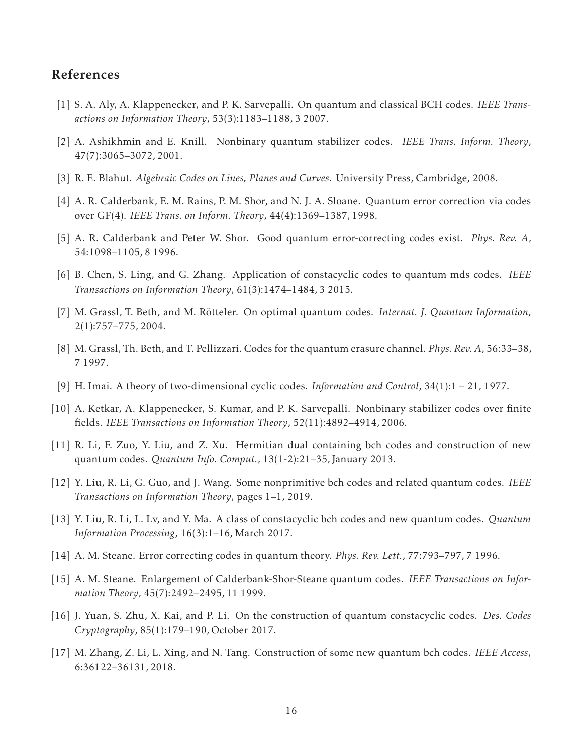## References

[1] S. A. Aly, A. Klappenecker, and P. K. Sarvepalli. On quantum and classical BCH codes. *IEEE Transactions on Information Theory*, 53(3):1183–1188, 3 2007.

[2] A. Ashikhmin and E. Knill. Nonbinary quantum stabilizer codes. *IEEE Trans. Inform. Theory*, 47(7):3065–3072, 2001.

[3] R. E. Blahut. *Algebraic Codes on Lines, Planes and Curves*. University Press, Cambridge, 2008.

[4] A. R. Calderbank, E. M. Rains, P. M. Shor, and N. J. A. Sloane. Quantum error correction via codes over GF(4). *IEEE Trans. on Inform. Theory*, 44(4):1369–1387, 1998.

[5] A. R. Calderbank and Peter W. Shor. Good quantum error-correcting codes exist. *Phys. Rev. A*, 54:1098–1105, 8 1996.

[6] B. Chen, S. Ling, and G. Zhang. Application of constacyclic codes to quantum mds codes. *IEEE Transactions on Information Theory*, 61(3):1474–1484, 3 2015.

[7] M. Grassl, T. Beth, and M. Rötteler. On optimal quantum codes. *Internat. J. Quantum Information*, 2(1):757–775, 2004.

[8] M. Grassl, Th. Beth, and T. Pellizzari. Codes for the quantum erasure channel. *Phys. Rev. A*, 56:33–38, 7 1997.

[9] H. Imai. A theory of two-dimensional cyclic codes. *Information and Control*, 34(1):1 – 21, 1977.

[10] A. Ketkar, A. Klappenecker, S. Kumar, and P. K. Sarvepalli. Nonbinary stabilizer codes over finite fields. *IEEE Transactions on Information Theory*, 52(11):4892–4914, 2006.

[11] R. Li, F. Zuo, Y. Liu, and Z. Xu. Hermitian dual containing bch codes and construction of new quantum codes. *Quantum Info. Comput.*, 13(1-2):21–35, January 2013.

[12] Y. Liu, R. Li, G. Guo, and J. Wang. Some nonprimitive bch codes and related quantum codes. *IEEE Transactions on Information Theory*, pages 1–1, 2019.

[13] Y. Liu, R. Li, L. Lv, and Y. Ma. A class of constacyclic bch codes and new quantum codes. *Quantum Information Processing*, 16(3):1–16, March 2017.

[14] A. M. Steane. Error correcting codes in quantum theory. *Phys. Rev. Lett.*, 77:793–797, 7 1996.

[15] A. M. Steane. Enlargement of Calderbank-Shor-Steane quantum codes. *IEEE Transactions on Information Theory*, 45(7):2492–2495, 11 1999.

[16] J. Yuan, S. Zhu, X. Kai, and P. Li. On the construction of quantum constacyclic codes. *Des. Codes Cryptography*, 85(1):179–190, October 2017.

[17] M. Zhang, Z. Li, L. Xing, and N. Tang. Construction of some new quantum bch codes. *IEEE Access*, 6:36122–36131, 2018.